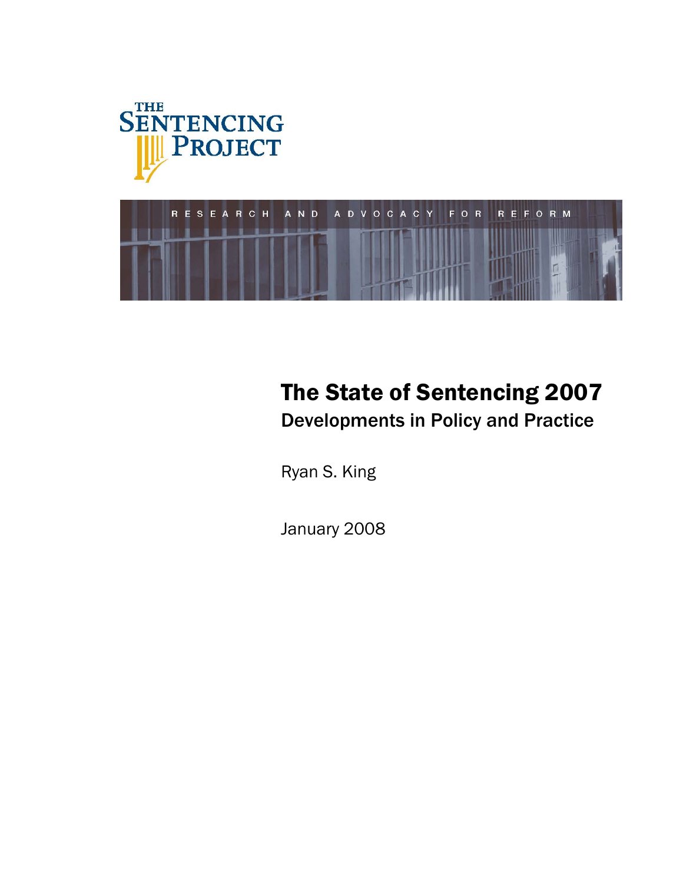THE SENTENCING PROJECT

RESEARCH AND ADVOCACY FOR REFORM

# The State of Sentencing 2007

## Developments in Policy and Practice

Ryan S. King

January 2008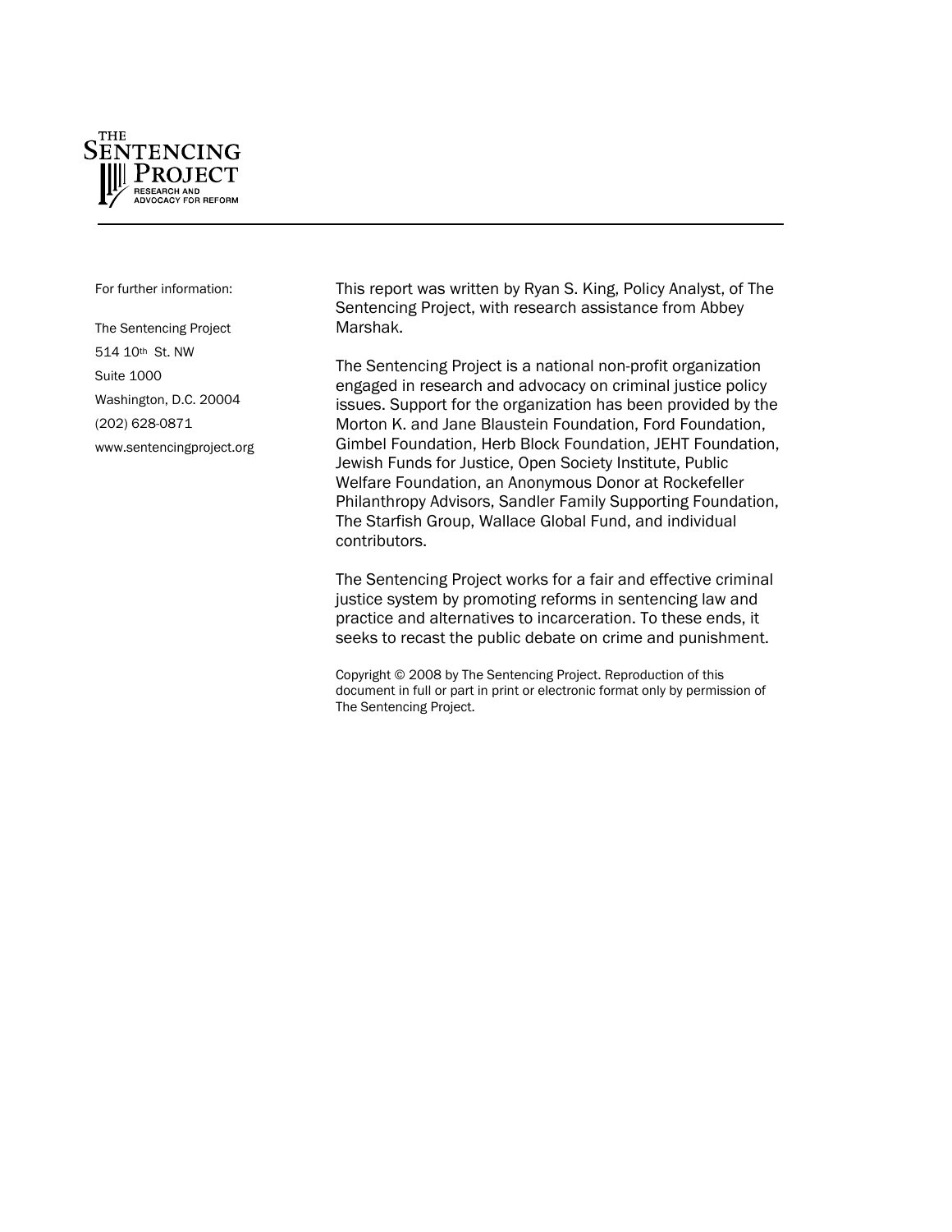THE SENTENCING PROJECT
RESEARCH AND ADVOCACY FOR REFORM

For further information:

The Sentencing Project
514 10th St. NW
Suite 1000
Washington, D.C. 20004
(202) 628-0871
www.sentencingproject.org

This report was written by Ryan S. King, Policy Analyst, of The Sentencing Project, with research assistance from Abbey Marshak.

The Sentencing Project is a national non-profit organization engaged in research and advocacy on criminal justice policy issues. Support for the organization has been provided by the Morton K. and Jane Blaustein Foundation, Ford Foundation, Gimbel Foundation, Herb Block Foundation, JEHT Foundation, Jewish Funds for Justice, Open Society Institute, Public Welfare Foundation, an Anonymous Donor at Rockefeller Philanthropy Advisors, Sandler Family Supporting Foundation, The Starfish Group, Wallace Global Fund, and individual contributors.

The Sentencing Project works for a fair and effective criminal justice system by promoting reforms in sentencing law and practice and alternatives to incarceration. To these ends, it seeks to recast the public debate on crime and punishment.

Copyright © 2008 by The Sentencing Project. Reproduction of this document in full or part in print or electronic format only by permission of The Sentencing Project.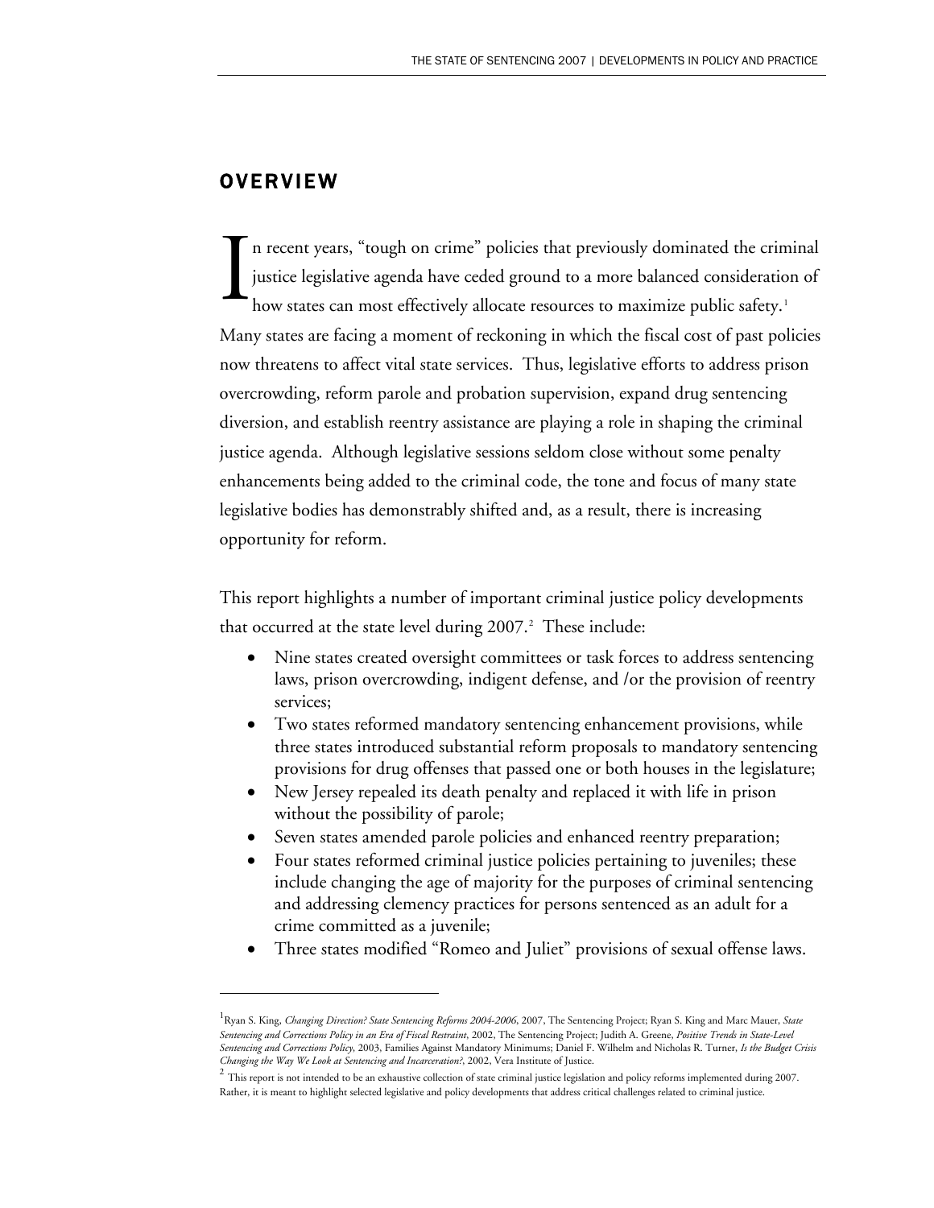## OVERVIEW

In recent years, "tough on crime" policies that previously dominated the criminal justice legislative agenda have ceded ground to a more balanced consideration of how states can most effectively allocate resources to maximize public safety.[1] Many states are facing a moment of reckoning in which the fiscal cost of past policies now threatens to affect vital state services. Thus, legislative efforts to address prison overcrowding, reform parole and probation supervision, expand drug sentencing diversion, and establish reentry assistance are playing a role in shaping the criminal justice agenda. Although legislative sessions seldom close without some penalty enhancements being added to the criminal code, the tone and focus of many state legislative bodies has demonstrably shifted and, as a result, there is increasing opportunity for reform.

This report highlights a number of important criminal justice policy developments that occurred at the state level during 2007.[2] These include:

- Nine states created oversight committees or task forces to address sentencing laws, prison overcrowding, indigent defense, and /or the provision of reentry services;
- Two states reformed mandatory sentencing enhancement provisions, while three states introduced substantial reform proposals to mandatory sentencing provisions for drug offenses that passed one or both houses in the legislature;
- New Jersey repealed its death penalty and replaced it with life in prison without the possibility of parole;
- Seven states amended parole policies and enhanced reentry preparation;
- Four states reformed criminal justice policies pertaining to juveniles; these include changing the age of majority for the purposes of criminal sentencing and addressing clemency practices for persons sentenced as an adult for a crime committed as a juvenile;
- Three states modified "Romeo and Juliet" provisions of sexual offense laws.

---

[1] Ryan S. King, *Changing Direction? State Sentencing Reforms 2004-2006*, 2007, The Sentencing Project; Ryan S. King and Marc Mauer, *State Sentencing and Corrections Policy in an Era of Fiscal Restraint*, 2002, The Sentencing Project; Judith A. Greene, *Positive Trends in State-Level Sentencing and Corrections Policy*, 2003, Families Against Mandatory Minimums; Daniel F. Wilhelm and Nicholas R. Turner, *Is the Budget Crisis Changing the Way We Look at Sentencing and Incarceration?*, 2002, Vera Institute of Justice.

[2] This report is not intended to be an exhaustive collection of state criminal justice legislation and policy reforms implemented during 2007. Rather, it is meant to highlight selected legislative and policy developments that address critical challenges related to criminal justice.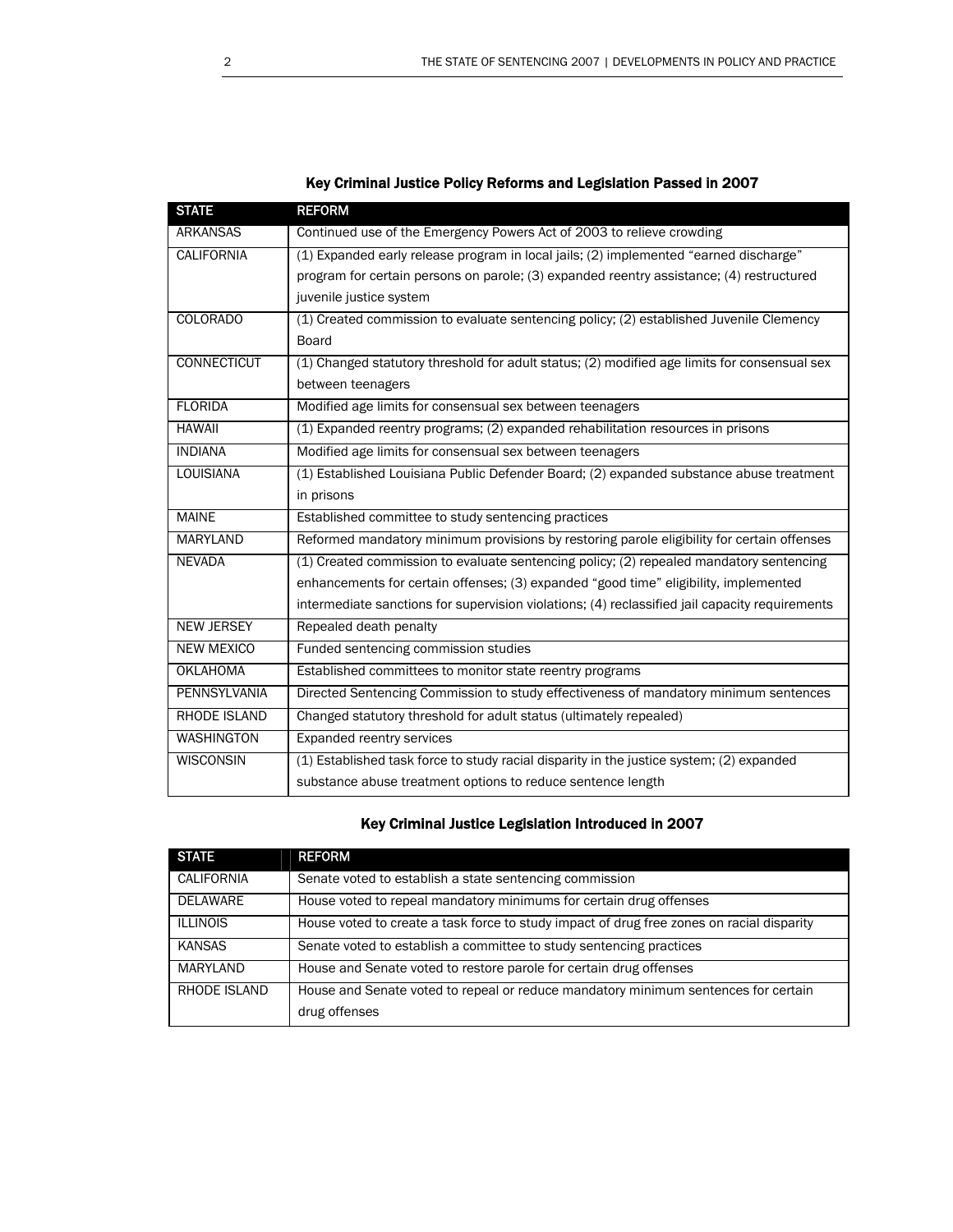## Key Criminal Justice Policy Reforms and Legislation Passed in 2007

| STATE | REFORM |
|---|---|
| ARKANSAS | Continued use of the Emergency Powers Act of 2003 to relieve crowding |
| CALIFORNIA | (1) Expanded early release program in local jails; (2) implemented "earned discharge" program for certain persons on parole; (3) expanded reentry assistance; (4) restructured juvenile justice system |
| COLORADO | (1) Created commission to evaluate sentencing policy; (2) established Juvenile Clemency Board |
| CONNECTICUT | (1) Changed statutory threshold for adult status; (2) modified age limits for consensual sex between teenagers |
| FLORIDA | Modified age limits for consensual sex between teenagers |
| HAWAII | (1) Expanded reentry programs; (2) expanded rehabilitation resources in prisons |
| INDIANA | Modified age limits for consensual sex between teenagers |
| LOUISIANA | (1) Established Louisiana Public Defender Board; (2) expanded substance abuse treatment in prisons |
| MAINE | Established committee to study sentencing practices |
| MARYLAND | Reformed mandatory minimum provisions by restoring parole eligibility for certain offenses |
| NEVADA | (1) Created commission to evaluate sentencing policy; (2) repealed mandatory sentencing enhancements for certain offenses; (3) expanded "good time" eligibility, implemented intermediate sanctions for supervision violations; (4) reclassified jail capacity requirements |
| NEW JERSEY | Repealed death penalty |
| NEW MEXICO | Funded sentencing commission studies |
| OKLAHOMA | Established committees to monitor state reentry programs |
| PENNSYLVANIA | Directed Sentencing Commission to study effectiveness of mandatory minimum sentences |
| RHODE ISLAND | Changed statutory threshold for adult status (ultimately repealed) |
| WASHINGTON | Expanded reentry services |
| WISCONSIN | (1) Established task force to study racial disparity in the justice system; (2) expanded substance abuse treatment options to reduce sentence length |

## Key Criminal Justice Legislation Introduced in 2007

| STATE | REFORM |
|---|---|
| CALIFORNIA | Senate voted to establish a state sentencing commission |
| DELAWARE | House voted to repeal mandatory minimums for certain drug offenses |
| ILLINOIS | House voted to create a task force to study impact of drug free zones on racial disparity |
| KANSAS | Senate voted to establish a committee to study sentencing practices |
| MARYLAND | House and Senate voted to restore parole for certain drug offenses |
| RHODE ISLAND | House and Senate voted to repeal or reduce mandatory minimum sentences for certain drug offenses |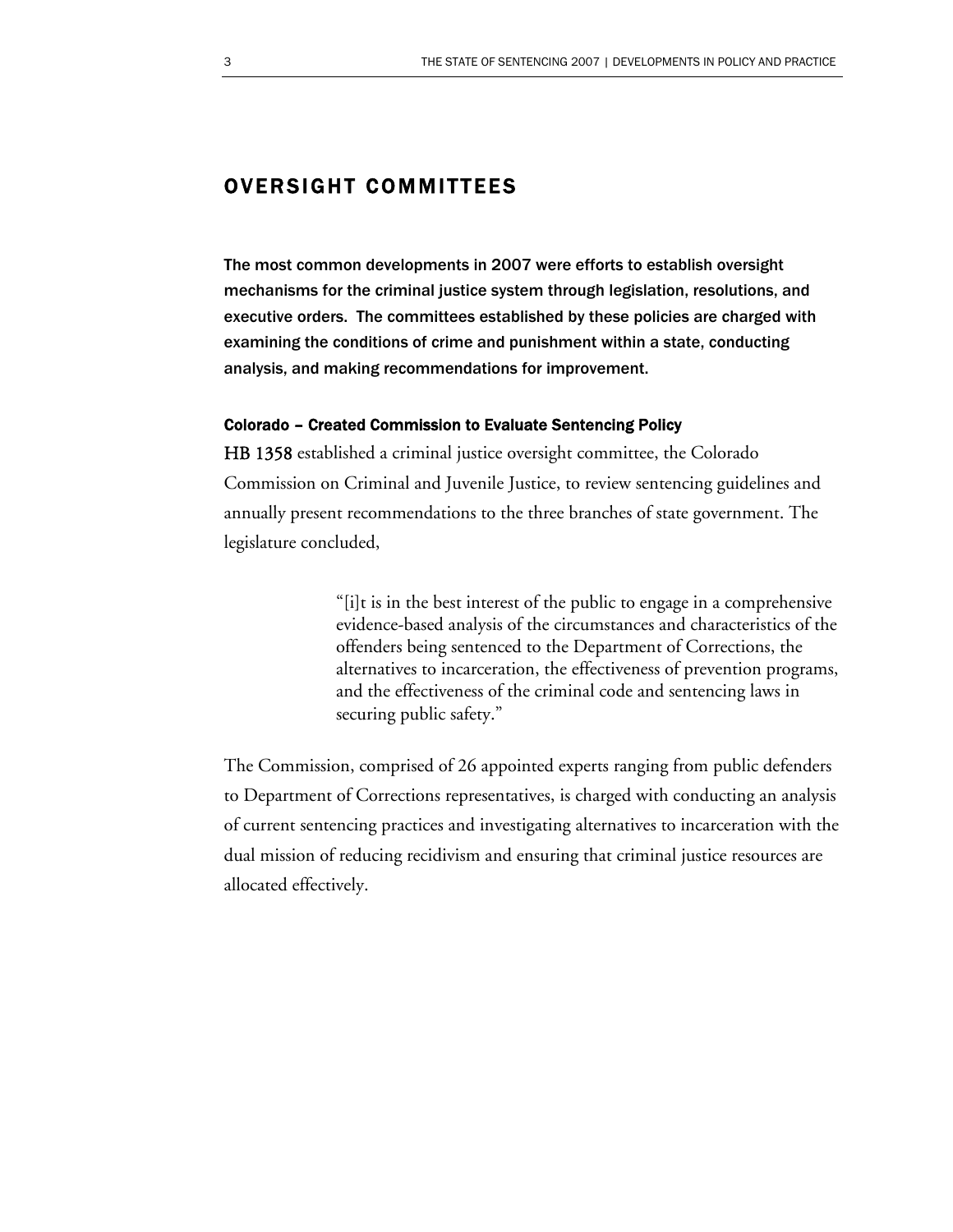## OVERSIGHT COMMITTEES

**The most common developments in 2007 were efforts to establish oversight mechanisms for the criminal justice system through legislation, resolutions, and executive orders. The committees established by these policies are charged with examining the conditions of crime and punishment within a state, conducting analysis, and making recommendations for improvement.**

### Colorado – Created Commission to Evaluate Sentencing Policy

**HB 1358** established a criminal justice oversight committee, the Colorado Commission on Criminal and Juvenile Justice, to review sentencing guidelines and annually present recommendations to the three branches of state government. The legislature concluded,

> "[i]t is in the best interest of the public to engage in a comprehensive evidence-based analysis of the circumstances and characteristics of the offenders being sentenced to the Department of Corrections, the alternatives to incarceration, the effectiveness of prevention programs, and the effectiveness of the criminal code and sentencing laws in securing public safety."

The Commission, comprised of 26 appointed experts ranging from public defenders to Department of Corrections representatives, is charged with conducting an analysis of current sentencing practices and investigating alternatives to incarceration with the dual mission of reducing recidivism and ensuring that criminal justice resources are allocated effectively.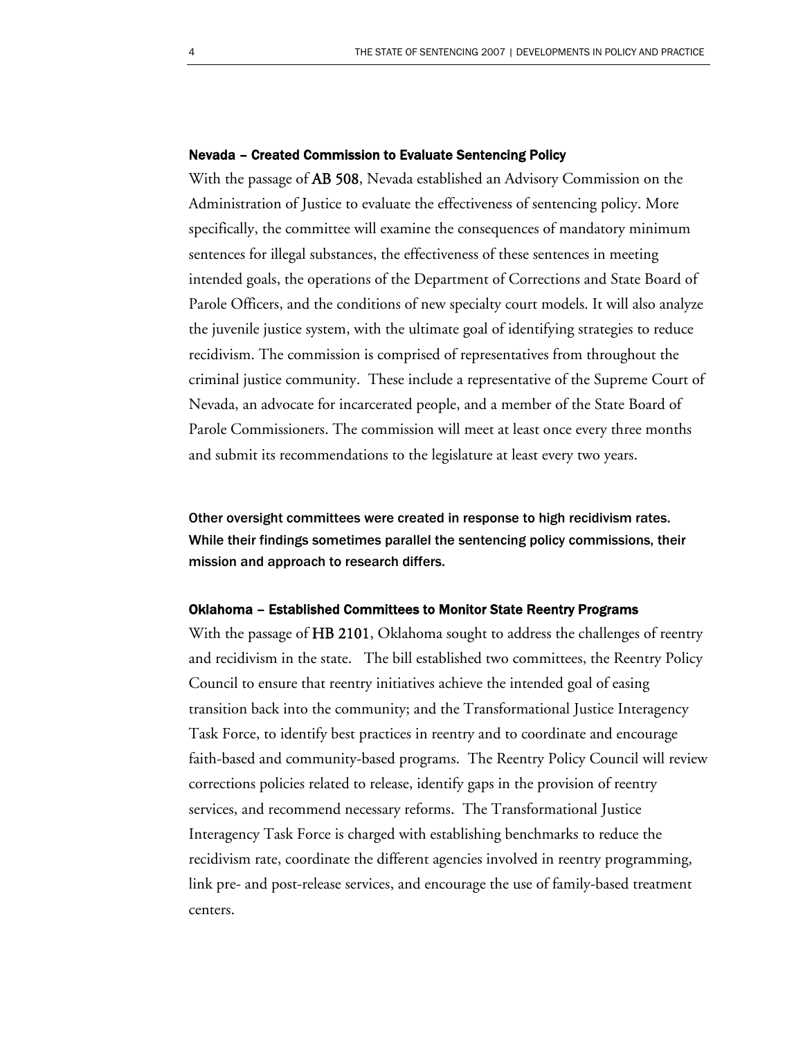#### Nevada – Created Commission to Evaluate Sentencing Policy

With the passage of **AB 508**, Nevada established an Advisory Commission on the Administration of Justice to evaluate the effectiveness of sentencing policy. More specifically, the committee will examine the consequences of mandatory minimum sentences for illegal substances, the effectiveness of these sentences in meeting intended goals, the operations of the Department of Corrections and State Board of Parole Officers, and the conditions of new specialty court models. It will also analyze the juvenile justice system, with the ultimate goal of identifying strategies to reduce recidivism. The commission is comprised of representatives from throughout the criminal justice community. These include a representative of the Supreme Court of Nevada, an advocate for incarcerated people, and a member of the State Board of Parole Commissioners. The commission will meet at least once every three months and submit its recommendations to the legislature at least every two years.

Other oversight committees were created in response to high recidivism rates. While their findings sometimes parallel the sentencing policy commissions, their mission and approach to research differs.

#### Oklahoma – Established Committees to Monitor State Reentry Programs

With the passage of **HB 2101**, Oklahoma sought to address the challenges of reentry and recidivism in the state. The bill established two committees, the Reentry Policy Council to ensure that reentry initiatives achieve the intended goal of easing transition back into the community; and the Transformational Justice Interagency Task Force, to identify best practices in reentry and to coordinate and encourage faith-based and community-based programs. The Reentry Policy Council will review corrections policies related to release, identify gaps in the provision of reentry services, and recommend necessary reforms. The Transformational Justice Interagency Task Force is charged with establishing benchmarks to reduce the recidivism rate, coordinate the different agencies involved in reentry programming, link pre- and post-release services, and encourage the use of family-based treatment centers.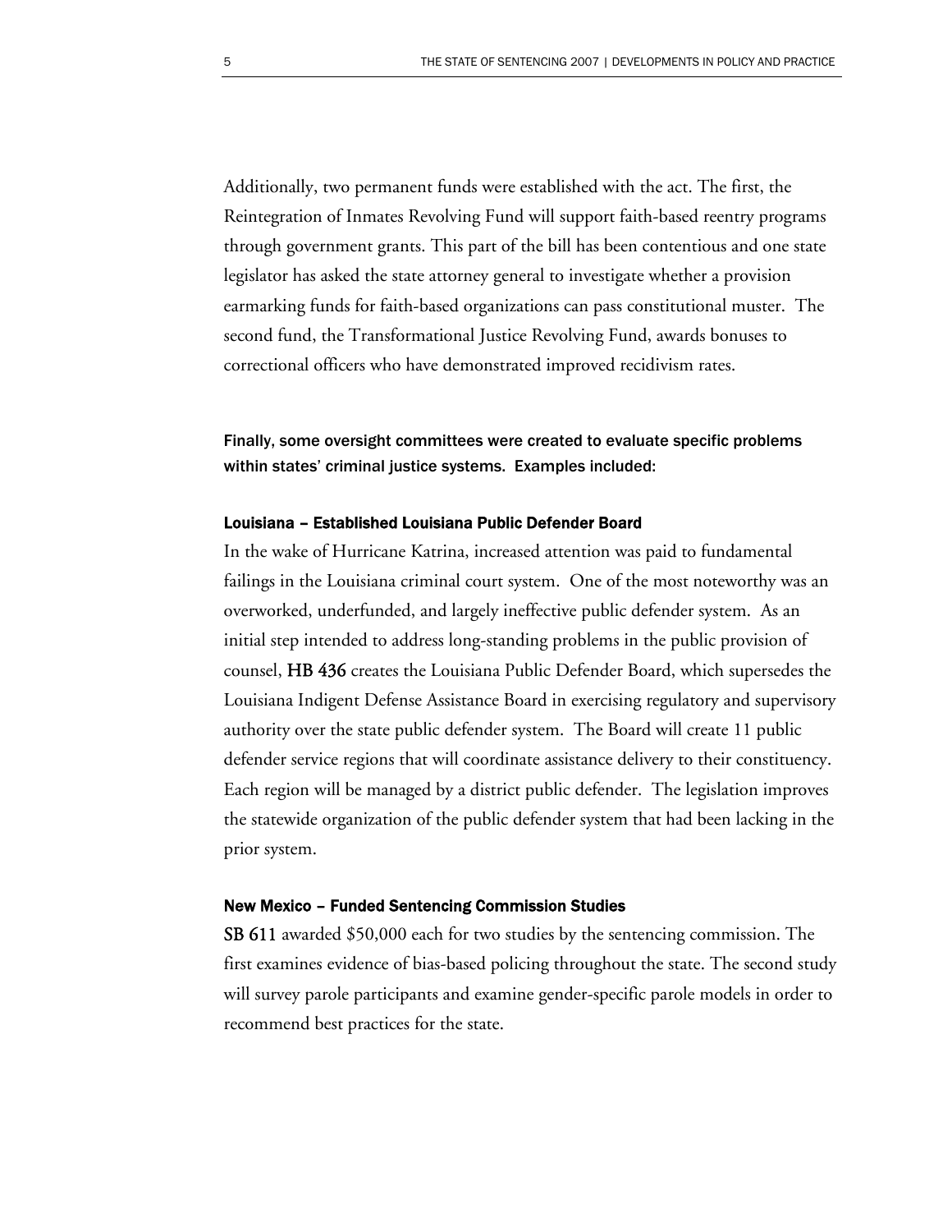Additionally, two permanent funds were established with the act. The first, the Reintegration of Inmates Revolving Fund will support faith-based reentry programs through government grants. This part of the bill has been contentious and one state legislator has asked the state attorney general to investigate whether a provision earmarking funds for faith-based organizations can pass constitutional muster. The second fund, the Transformational Justice Revolving Fund, awards bonuses to correctional officers who have demonstrated improved recidivism rates.

Finally, some oversight committees were created to evaluate specific problems within states' criminal justice systems. Examples included:

#### Louisiana – Established Louisiana Public Defender Board

In the wake of Hurricane Katrina, increased attention was paid to fundamental failings in the Louisiana criminal court system. One of the most noteworthy was an overworked, underfunded, and largely ineffective public defender system. As an initial step intended to address long-standing problems in the public provision of counsel, **HB 436** creates the Louisiana Public Defender Board, which supersedes the Louisiana Indigent Defense Assistance Board in exercising regulatory and supervisory authority over the state public defender system. The Board will create 11 public defender service regions that will coordinate assistance delivery to their constituency. Each region will be managed by a district public defender. The legislation improves the statewide organization of the public defender system that had been lacking in the prior system.

#### New Mexico – Funded Sentencing Commission Studies

**SB 611** awarded $50,000 each for two studies by the sentencing commission. The first examines evidence of bias-based policing throughout the state. The second study will survey parole participants and examine gender-specific parole models in order to recommend best practices for the state.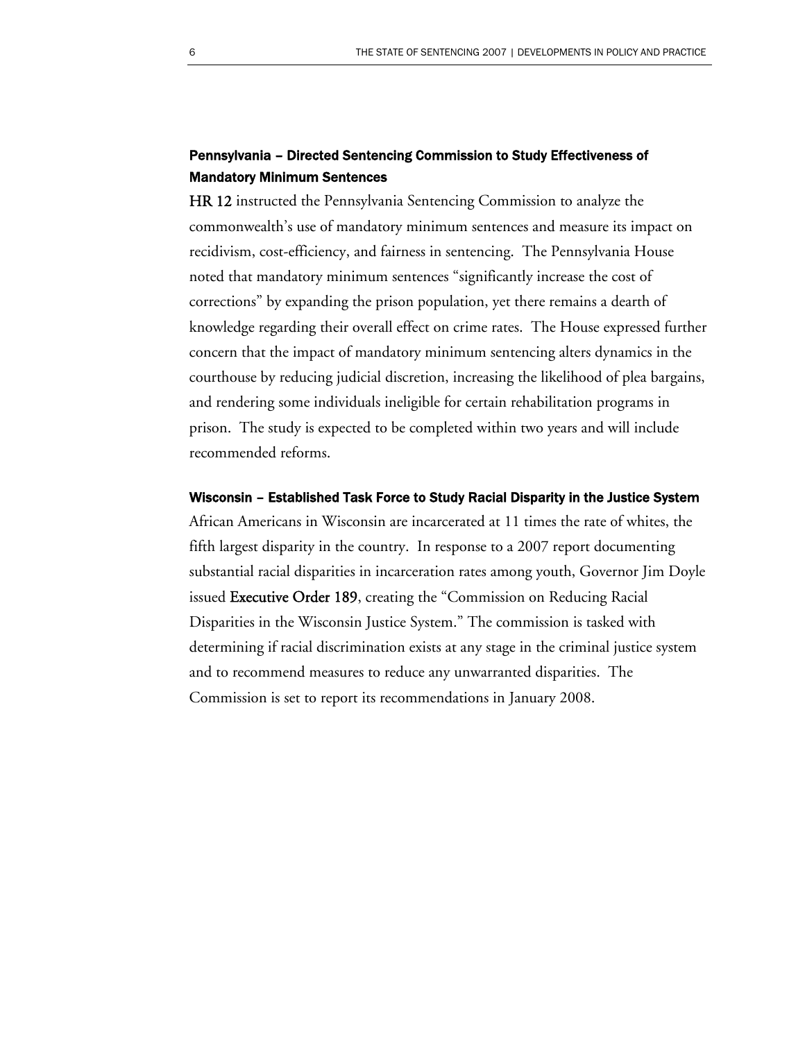### Pennsylvania – Directed Sentencing Commission to Study Effectiveness of Mandatory Minimum Sentences

**HR 12** instructed the Pennsylvania Sentencing Commission to analyze the commonwealth's use of mandatory minimum sentences and measure its impact on recidivism, cost-efficiency, and fairness in sentencing. The Pennsylvania House noted that mandatory minimum sentences "significantly increase the cost of corrections" by expanding the prison population, yet there remains a dearth of knowledge regarding their overall effect on crime rates. The House expressed further concern that the impact of mandatory minimum sentencing alters dynamics in the courthouse by reducing judicial discretion, increasing the likelihood of plea bargains, and rendering some individuals ineligible for certain rehabilitation programs in prison. The study is expected to be completed within two years and will include recommended reforms.

### Wisconsin – Established Task Force to Study Racial Disparity in the Justice System

African Americans in Wisconsin are incarcerated at 11 times the rate of whites, the fifth largest disparity in the country. In response to a 2007 report documenting substantial racial disparities in incarceration rates among youth, Governor Jim Doyle issued **Executive Order 189**, creating the "Commission on Reducing Racial Disparities in the Wisconsin Justice System." The commission is tasked with determining if racial discrimination exists at any stage in the criminal justice system and to recommend measures to reduce any unwarranted disparities. The Commission is set to report its recommendations in January 2008.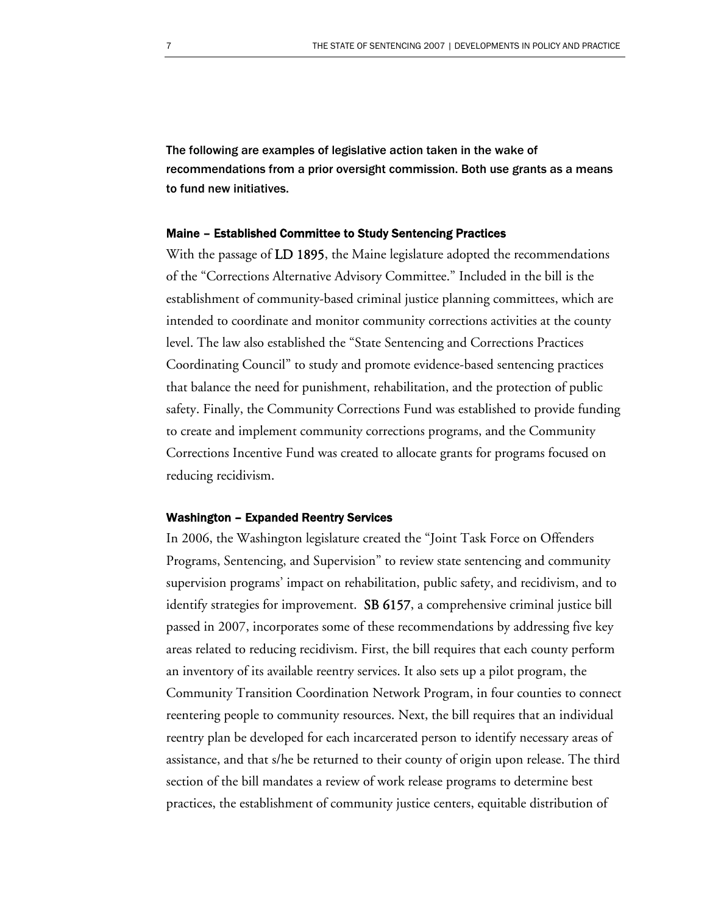**The following are examples of legislative action taken in the wake of recommendations from a prior oversight commission. Both use grants as a means to fund new initiatives.**

### Maine – Established Committee to Study Sentencing Practices

With the passage of **LD 1895**, the Maine legislature adopted the recommendations of the "Corrections Alternative Advisory Committee." Included in the bill is the establishment of community-based criminal justice planning committees, which are intended to coordinate and monitor community corrections activities at the county level. The law also established the "State Sentencing and Corrections Practices Coordinating Council" to study and promote evidence-based sentencing practices that balance the need for punishment, rehabilitation, and the protection of public safety. Finally, the Community Corrections Fund was established to provide funding to create and implement community corrections programs, and the Community Corrections Incentive Fund was created to allocate grants for programs focused on reducing recidivism.

### Washington – Expanded Reentry Services

In 2006, the Washington legislature created the "Joint Task Force on Offenders Programs, Sentencing, and Supervision" to review state sentencing and community supervision programs' impact on rehabilitation, public safety, and recidivism, and to identify strategies for improvement. **SB 6157**, a comprehensive criminal justice bill passed in 2007, incorporates some of these recommendations by addressing five key areas related to reducing recidivism. First, the bill requires that each county perform an inventory of its available reentry services. It also sets up a pilot program, the Community Transition Coordination Network Program, in four counties to connect reentering people to community resources. Next, the bill requires that an individual reentry plan be developed for each incarcerated person to identify necessary areas of assistance, and that s/he be returned to their county of origin upon release. The third section of the bill mandates a review of work release programs to determine best practices, the establishment of community justice centers, equitable distribution of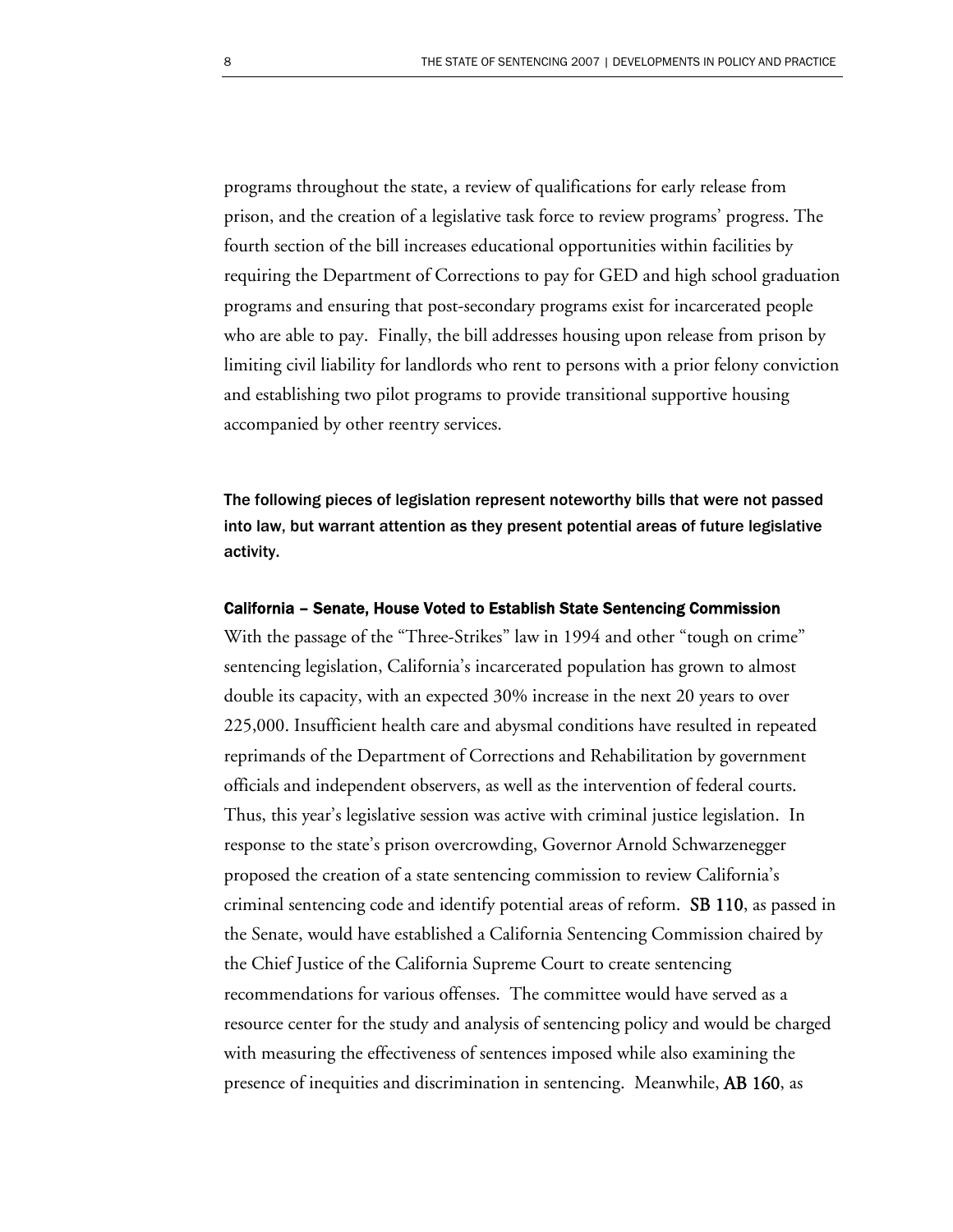programs throughout the state, a review of qualifications for early release from prison, and the creation of a legislative task force to review programs' progress. The fourth section of the bill increases educational opportunities within facilities by requiring the Department of Corrections to pay for GED and high school graduation programs and ensuring that post-secondary programs exist for incarcerated people who are able to pay. Finally, the bill addresses housing upon release from prison by limiting civil liability for landlords who rent to persons with a prior felony conviction and establishing two pilot programs to provide transitional supportive housing accompanied by other reentry services.

**The following pieces of legislation represent noteworthy bills that were not passed into law, but warrant attention as they present potential areas of future legislative activity.**

### California – Senate, House Voted to Establish State Sentencing Commission

With the passage of the "Three-Strikes" law in 1994 and other "tough on crime" sentencing legislation, California's incarcerated population has grown to almost double its capacity, with an expected 30% increase in the next 20 years to over 225,000. Insufficient health care and abysmal conditions have resulted in repeated reprimands of the Department of Corrections and Rehabilitation by government officials and independent observers, as well as the intervention of federal courts. Thus, this year's legislative session was active with criminal justice legislation. In response to the state's prison overcrowding, Governor Arnold Schwarzenegger proposed the creation of a state sentencing commission to review California's criminal sentencing code and identify potential areas of reform. **SB 110**, as passed in the Senate, would have established a California Sentencing Commission chaired by the Chief Justice of the California Supreme Court to create sentencing recommendations for various offenses. The committee would have served as a resource center for the study and analysis of sentencing policy and would be charged with measuring the effectiveness of sentences imposed while also examining the presence of inequities and discrimination in sentencing. Meanwhile, **AB 160**, as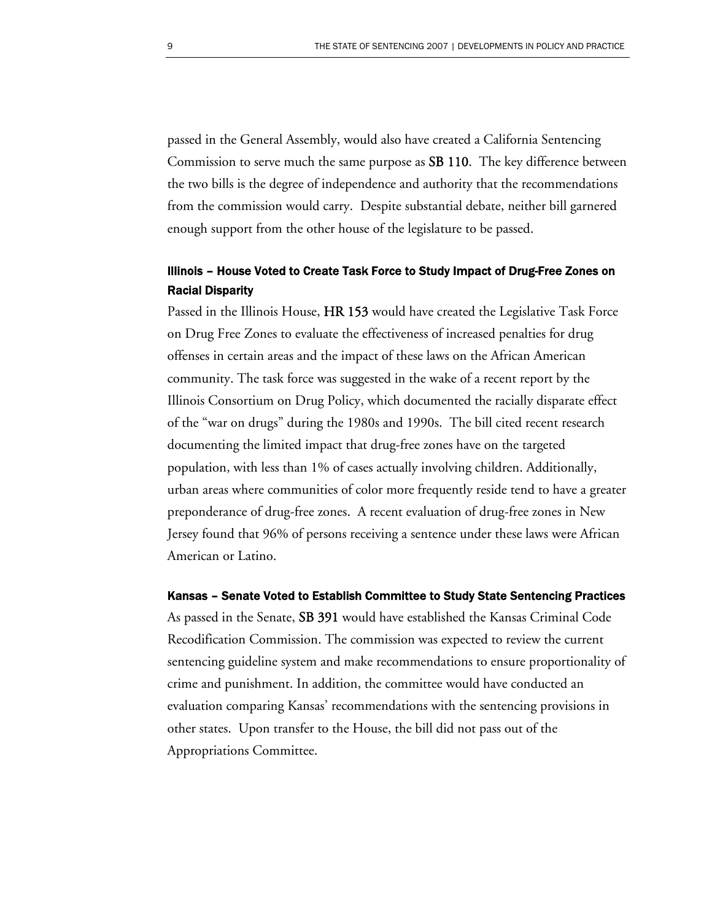passed in the General Assembly, would also have created a California Sentencing Commission to serve much the same purpose as **SB 110**. The key difference between the two bills is the degree of independence and authority that the recommendations from the commission would carry. Despite substantial debate, neither bill garnered enough support from the other house of the legislature to be passed.

### Illinois – House Voted to Create Task Force to Study Impact of Drug-Free Zones on Racial Disparity

Passed in the Illinois House, **HR 153** would have created the Legislative Task Force on Drug Free Zones to evaluate the effectiveness of increased penalties for drug offenses in certain areas and the impact of these laws on the African American community. The task force was suggested in the wake of a recent report by the Illinois Consortium on Drug Policy, which documented the racially disparate effect of the "war on drugs" during the 1980s and 1990s. The bill cited recent research documenting the limited impact that drug-free zones have on the targeted population, with less than 1% of cases actually involving children. Additionally, urban areas where communities of color more frequently reside tend to have a greater preponderance of drug-free zones. A recent evaluation of drug-free zones in New Jersey found that 96% of persons receiving a sentence under these laws were African American or Latino.

### Kansas – Senate Voted to Establish Committee to Study State Sentencing Practices

As passed in the Senate, **SB 391** would have established the Kansas Criminal Code Recodification Commission. The commission was expected to review the current sentencing guideline system and make recommendations to ensure proportionality of crime and punishment. In addition, the committee would have conducted an evaluation comparing Kansas' recommendations with the sentencing provisions in other states. Upon transfer to the House, the bill did not pass out of the Appropriations Committee.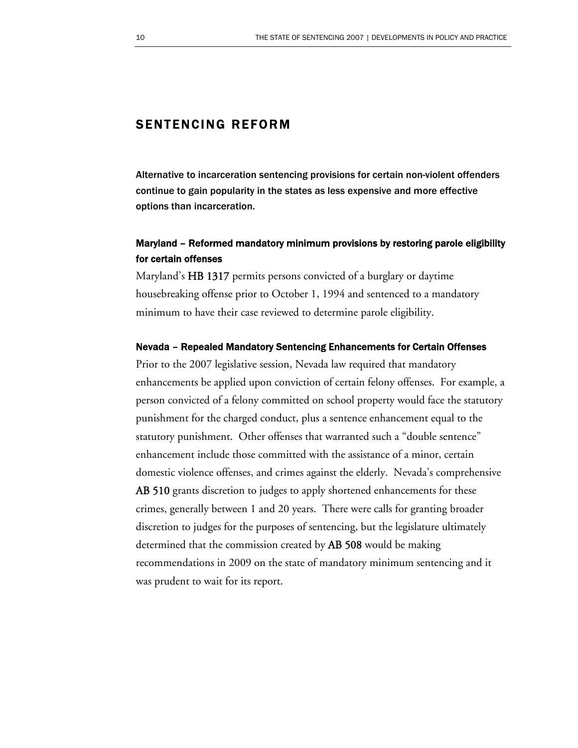## SENTENCING REFORM

**Alternative to incarceration sentencing provisions for certain non-violent offenders continue to gain popularity in the states as less expensive and more effective options than incarceration.**

### Maryland – Reformed mandatory minimum provisions by restoring parole eligibility for certain offenses

Maryland's **HB 1317** permits persons convicted of a burglary or daytime housebreaking offense prior to October 1, 1994 and sentenced to a mandatory minimum to have their case reviewed to determine parole eligibility.

### Nevada – Repealed Mandatory Sentencing Enhancements for Certain Offenses

Prior to the 2007 legislative session, Nevada law required that mandatory enhancements be applied upon conviction of certain felony offenses. For example, a person convicted of a felony committed on school property would face the statutory punishment for the charged conduct, plus a sentence enhancement equal to the statutory punishment. Other offenses that warranted such a "double sentence" enhancement include those committed with the assistance of a minor, certain domestic violence offenses, and crimes against the elderly. Nevada's comprehensive **AB 510** grants discretion to judges to apply shortened enhancements for these crimes, generally between 1 and 20 years. There were calls for granting broader discretion to judges for the purposes of sentencing, but the legislature ultimately determined that the commission created by **AB 508** would be making recommendations in 2009 on the state of mandatory minimum sentencing and it was prudent to wait for its report.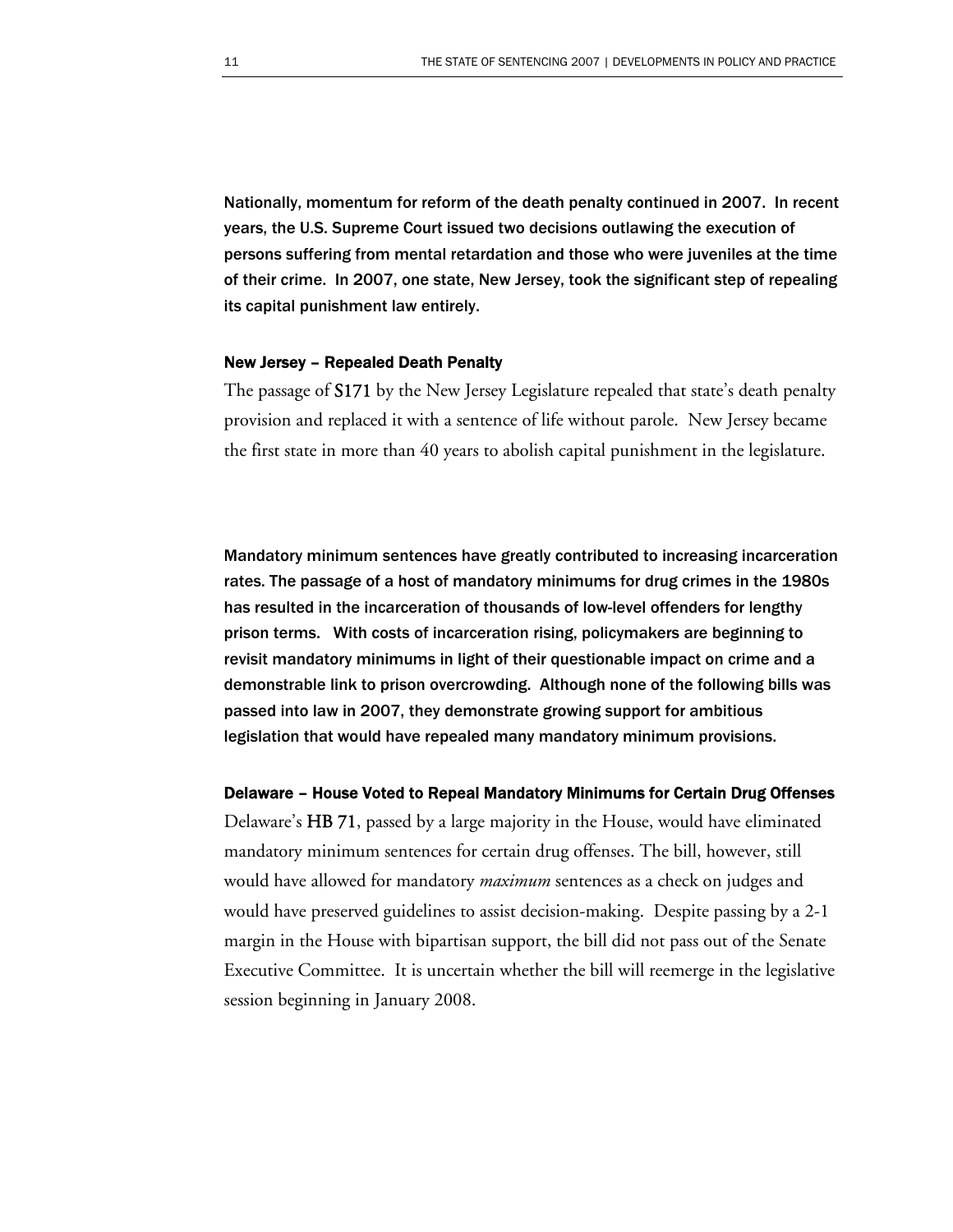**Nationally, momentum for reform of the death penalty continued in 2007. In recent years, the U.S. Supreme Court issued two decisions outlawing the execution of persons suffering from mental retardation and those who were juveniles at the time of their crime. In 2007, one state, New Jersey, took the significant step of repealing its capital punishment law entirely.**

### New Jersey – Repealed Death Penalty

The passage of **S171** by the New Jersey Legislature repealed that state's death penalty provision and replaced it with a sentence of life without parole. New Jersey became the first state in more than 40 years to abolish capital punishment in the legislature.

**Mandatory minimum sentences have greatly contributed to increasing incarceration rates. The passage of a host of mandatory minimums for drug crimes in the 1980s has resulted in the incarceration of thousands of low-level offenders for lengthy prison terms. With costs of incarceration rising, policymakers are beginning to revisit mandatory minimums in light of their questionable impact on crime and a demonstrable link to prison overcrowding. Although none of the following bills was passed into law in 2007, they demonstrate growing support for ambitious legislation that would have repealed many mandatory minimum provisions.**

### Delaware – House Voted to Repeal Mandatory Minimums for Certain Drug Offenses

Delaware's **HB 71**, passed by a large majority in the House, would have eliminated mandatory minimum sentences for certain drug offenses. The bill, however, still would have allowed for mandatory *maximum* sentences as a check on judges and would have preserved guidelines to assist decision-making. Despite passing by a 2-1 margin in the House with bipartisan support, the bill did not pass out of the Senate Executive Committee. It is uncertain whether the bill will reemerge in the legislative session beginning in January 2008.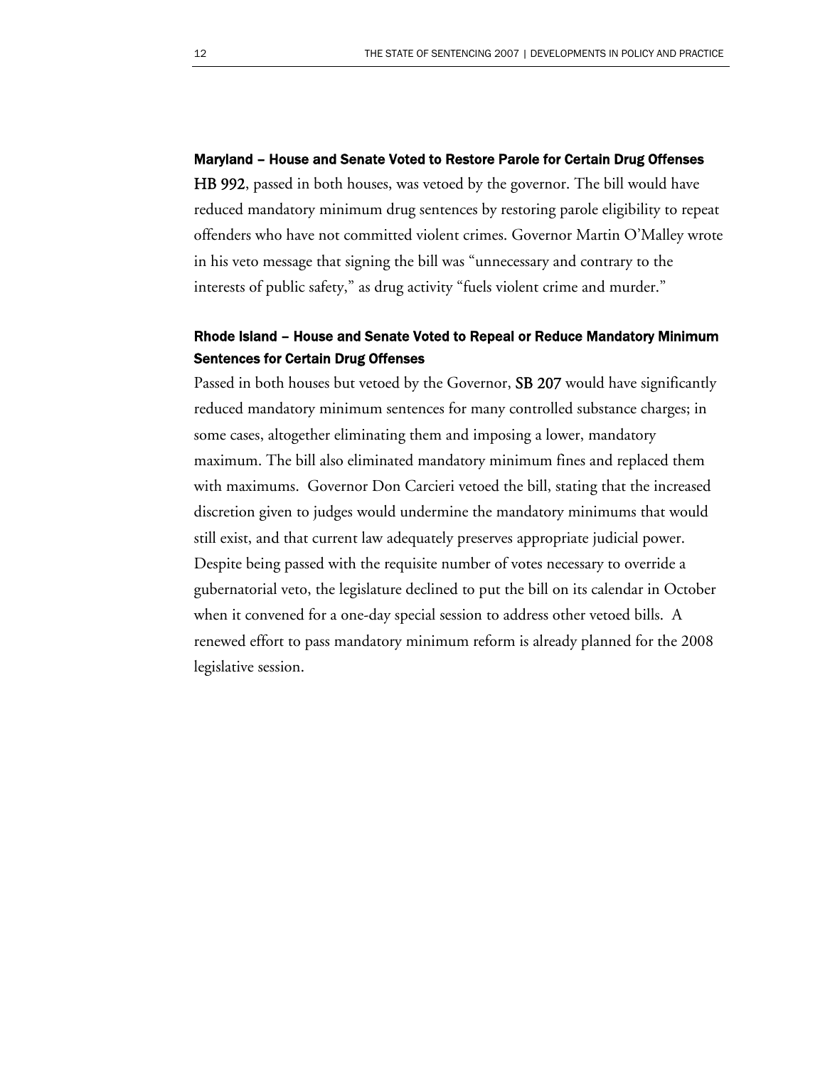### Maryland – House and Senate Voted to Restore Parole for Certain Drug Offenses

**HB 992**, passed in both houses, was vetoed by the governor. The bill would have reduced mandatory minimum drug sentences by restoring parole eligibility to repeat offenders who have not committed violent crimes. Governor Martin O'Malley wrote in his veto message that signing the bill was "unnecessary and contrary to the interests of public safety," as drug activity "fuels violent crime and murder."

### Rhode Island – House and Senate Voted to Repeal or Reduce Mandatory Minimum Sentences for Certain Drug Offenses

Passed in both houses but vetoed by the Governor, **SB 207** would have significantly reduced mandatory minimum sentences for many controlled substance charges; in some cases, altogether eliminating them and imposing a lower, mandatory maximum. The bill also eliminated mandatory minimum fines and replaced them with maximums. Governor Don Carcieri vetoed the bill, stating that the increased discretion given to judges would undermine the mandatory minimums that would still exist, and that current law adequately preserves appropriate judicial power. Despite being passed with the requisite number of votes necessary to override a gubernatorial veto, the legislature declined to put the bill on its calendar in October when it convened for a one-day special session to address other vetoed bills. A renewed effort to pass mandatory minimum reform is already planned for the 2008 legislative session.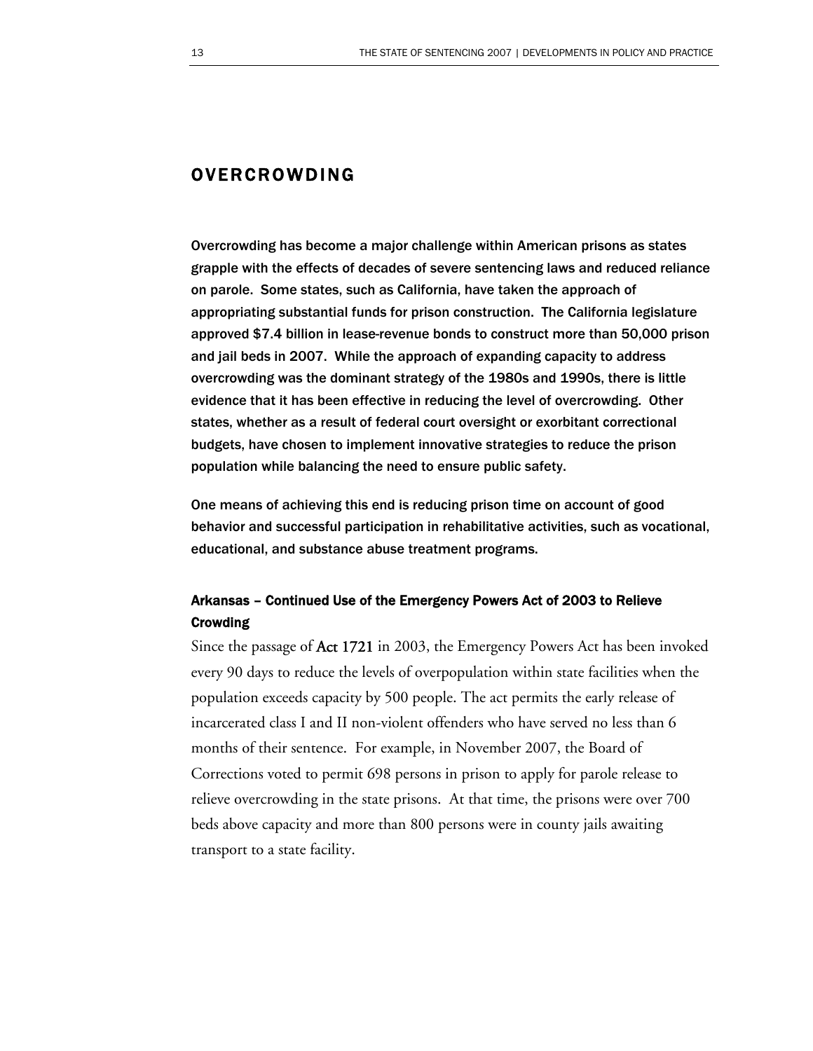## OVERCROWDING

**Overcrowding has become a major challenge within American prisons as states grapple with the effects of decades of severe sentencing laws and reduced reliance on parole. Some states, such as California, have taken the approach of appropriating substantial funds for prison construction. The California legislature approved $7.4 billion in lease-revenue bonds to construct more than 50,000 prison and jail beds in 2007. While the approach of expanding capacity to address overcrowding was the dominant strategy of the 1980s and 1990s, there is little evidence that it has been effective in reducing the level of overcrowding. Other states, whether as a result of federal court oversight or exorbitant correctional budgets, have chosen to implement innovative strategies to reduce the prison population while balancing the need to ensure public safety.**

**One means of achieving this end is reducing prison time on account of good behavior and successful participation in rehabilitative activities, such as vocational, educational, and substance abuse treatment programs.**

### Arkansas – Continued Use of the Emergency Powers Act of 2003 to Relieve Crowding

Since the passage of **Act 1721** in 2003, the Emergency Powers Act has been invoked every 90 days to reduce the levels of overpopulation within state facilities when the population exceeds capacity by 500 people. The act permits the early release of incarcerated class I and II non-violent offenders who have served no less than 6 months of their sentence. For example, in November 2007, the Board of Corrections voted to permit 698 persons in prison to apply for parole release to relieve overcrowding in the state prisons. At that time, the prisons were over 700 beds above capacity and more than 800 persons were in county jails awaiting transport to a state facility.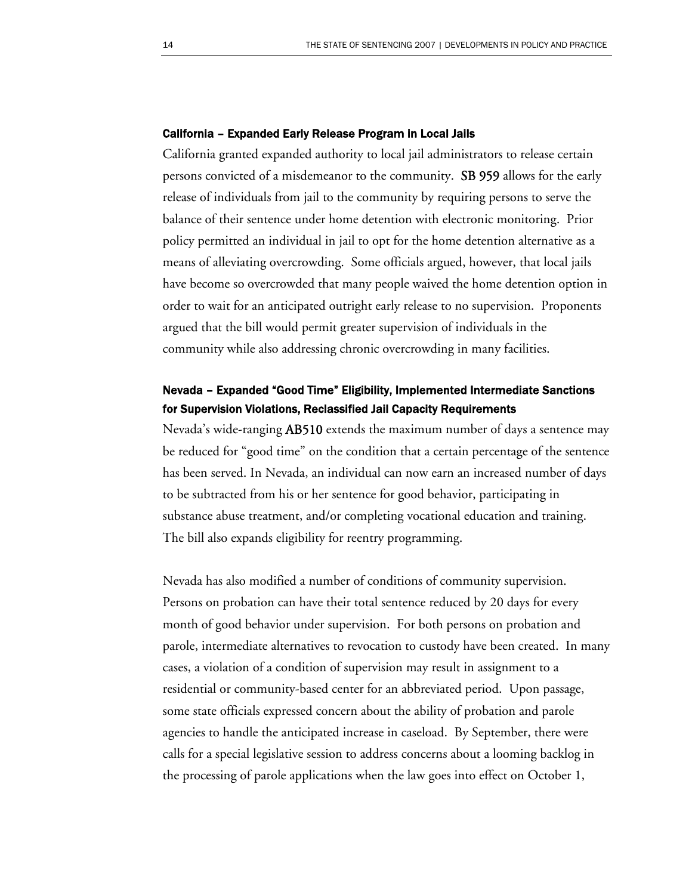### California – Expanded Early Release Program in Local Jails

California granted expanded authority to local jail administrators to release certain persons convicted of a misdemeanor to the community. **SB 959** allows for the early release of individuals from jail to the community by requiring persons to serve the balance of their sentence under home detention with electronic monitoring. Prior policy permitted an individual in jail to opt for the home detention alternative as a means of alleviating overcrowding. Some officials argued, however, that local jails have become so overcrowded that many people waived the home detention option in order to wait for an anticipated outright early release to no supervision. Proponents argued that the bill would permit greater supervision of individuals in the community while also addressing chronic overcrowding in many facilities.

### Nevada – Expanded "Good Time" Eligibility, Implemented Intermediate Sanctions for Supervision Violations, Reclassified Jail Capacity Requirements

Nevada's wide-ranging **AB510** extends the maximum number of days a sentence may be reduced for "good time" on the condition that a certain percentage of the sentence has been served. In Nevada, an individual can now earn an increased number of days to be subtracted from his or her sentence for good behavior, participating in substance abuse treatment, and/or completing vocational education and training. The bill also expands eligibility for reentry programming.

Nevada has also modified a number of conditions of community supervision. Persons on probation can have their total sentence reduced by 20 days for every month of good behavior under supervision. For both persons on probation and parole, intermediate alternatives to revocation to custody have been created. In many cases, a violation of a condition of supervision may result in assignment to a residential or community-based center for an abbreviated period. Upon passage, some state officials expressed concern about the ability of probation and parole agencies to handle the anticipated increase in caseload. By September, there were calls for a special legislative session to address concerns about a looming backlog in the processing of parole applications when the law goes into effect on October 1,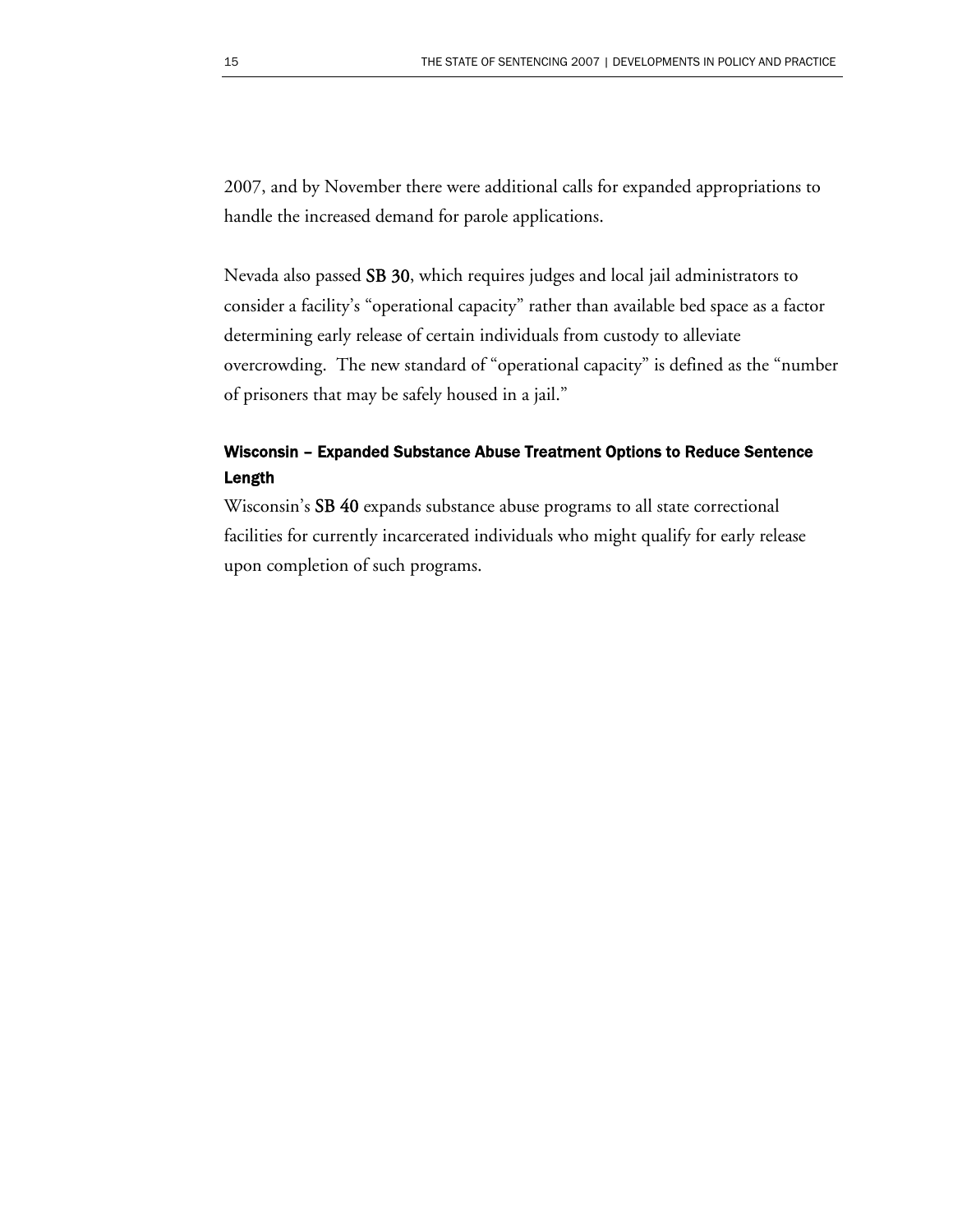2007, and by November there were additional calls for expanded appropriations to handle the increased demand for parole applications.

Nevada also passed **SB 30**, which requires judges and local jail administrators to consider a facility's "operational capacity" rather than available bed space as a factor determining early release of certain individuals from custody to alleviate overcrowding. The new standard of "operational capacity" is defined as the "number of prisoners that may be safely housed in a jail."

### Wisconsin – Expanded Substance Abuse Treatment Options to Reduce Sentence Length

Wisconsin's **SB 40** expands substance abuse programs to all state correctional facilities for currently incarcerated individuals who might qualify for early release upon completion of such programs.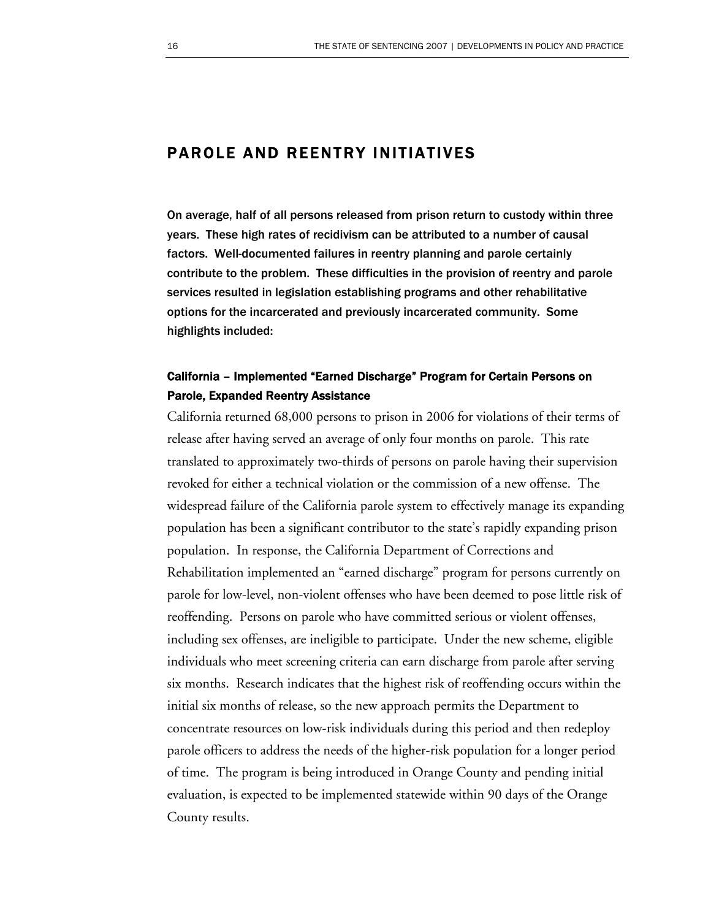## PAROLE AND REENTRY INITIATIVES

**On average, half of all persons released from prison return to custody within three years. These high rates of recidivism can be attributed to a number of causal factors. Well-documented failures in reentry planning and parole certainly contribute to the problem. These difficulties in the provision of reentry and parole services resulted in legislation establishing programs and other rehabilitative options for the incarcerated and previously incarcerated community. Some highlights included:**

### California – Implemented "Earned Discharge" Program for Certain Persons on Parole, Expanded Reentry Assistance

California returned 68,000 persons to prison in 2006 for violations of their terms of release after having served an average of only four months on parole. This rate translated to approximately two-thirds of persons on parole having their supervision revoked for either a technical violation or the commission of a new offense. The widespread failure of the California parole system to effectively manage its expanding population has been a significant contributor to the state's rapidly expanding prison population. In response, the California Department of Corrections and Rehabilitation implemented an "earned discharge" program for persons currently on parole for low-level, non-violent offenses who have been deemed to pose little risk of reoffending. Persons on parole who have committed serious or violent offenses, including sex offenses, are ineligible to participate. Under the new scheme, eligible individuals who meet screening criteria can earn discharge from parole after serving six months. Research indicates that the highest risk of reoffending occurs within the initial six months of release, so the new approach permits the Department to concentrate resources on low-risk individuals during this period and then redeploy parole officers to address the needs of the higher-risk population for a longer period of time. The program is being introduced in Orange County and pending initial evaluation, is expected to be implemented statewide within 90 days of the Orange County results.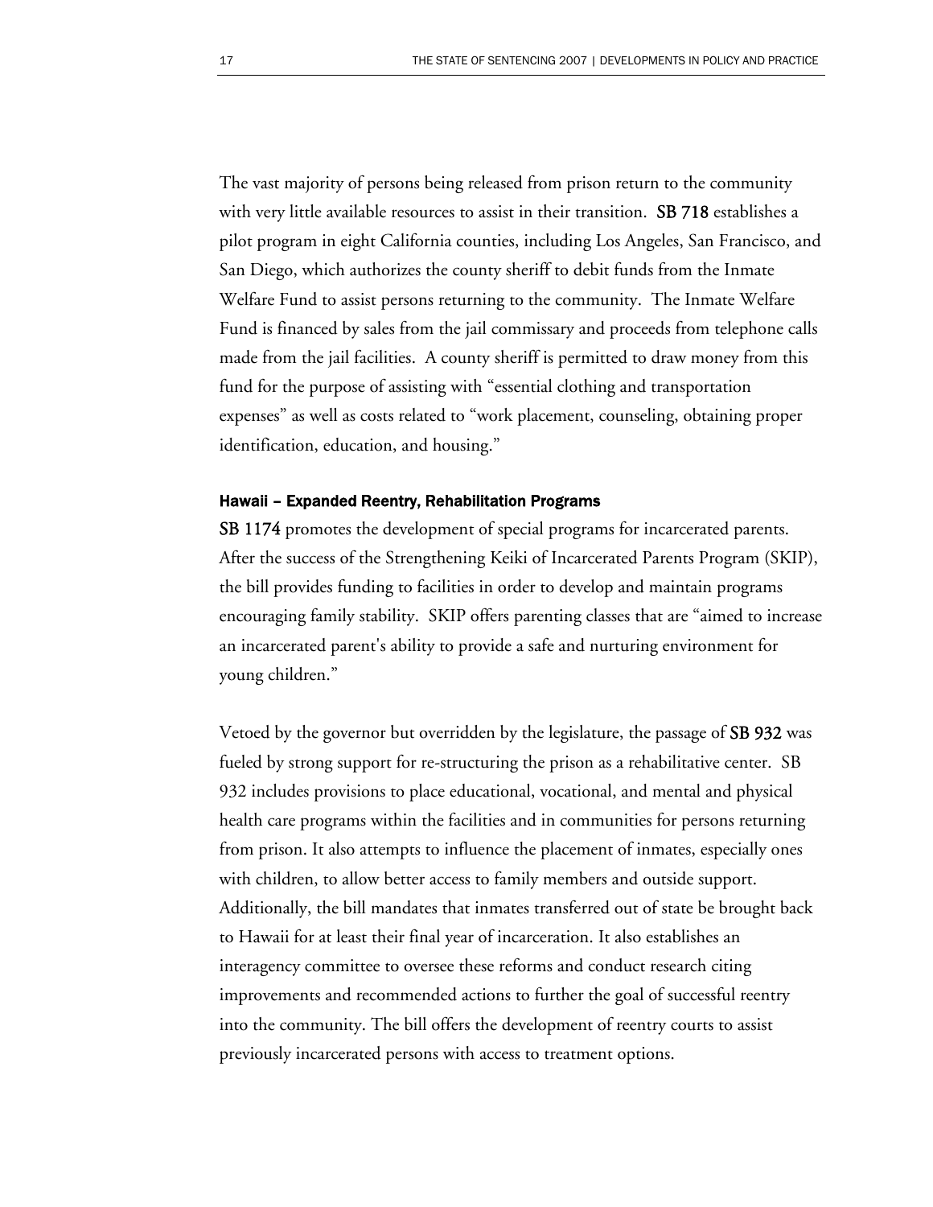The vast majority of persons being released from prison return to the community with very little available resources to assist in their transition. **SB 718** establishes a pilot program in eight California counties, including Los Angeles, San Francisco, and San Diego, which authorizes the county sheriff to debit funds from the Inmate Welfare Fund to assist persons returning to the community. The Inmate Welfare Fund is financed by sales from the jail commissary and proceeds from telephone calls made from the jail facilities. A county sheriff is permitted to draw money from this fund for the purpose of assisting with "essential clothing and transportation expenses" as well as costs related to "work placement, counseling, obtaining proper identification, education, and housing."

### Hawaii – Expanded Reentry, Rehabilitation Programs

**SB 1174** promotes the development of special programs for incarcerated parents. After the success of the Strengthening Keiki of Incarcerated Parents Program (SKIP), the bill provides funding to facilities in order to develop and maintain programs encouraging family stability. SKIP offers parenting classes that are "aimed to increase an incarcerated parent's ability to provide a safe and nurturing environment for young children."

Vetoed by the governor but overridden by the legislature, the passage of **SB 932** was fueled by strong support for re-structuring the prison as a rehabilitative center. SB 932 includes provisions to place educational, vocational, and mental and physical health care programs within the facilities and in communities for persons returning from prison. It also attempts to influence the placement of inmates, especially ones with children, to allow better access to family members and outside support. Additionally, the bill mandates that inmates transferred out of state be brought back to Hawaii for at least their final year of incarceration. It also establishes an interagency committee to oversee these reforms and conduct research citing improvements and recommended actions to further the goal of successful reentry into the community. The bill offers the development of reentry courts to assist previously incarcerated persons with access to treatment options.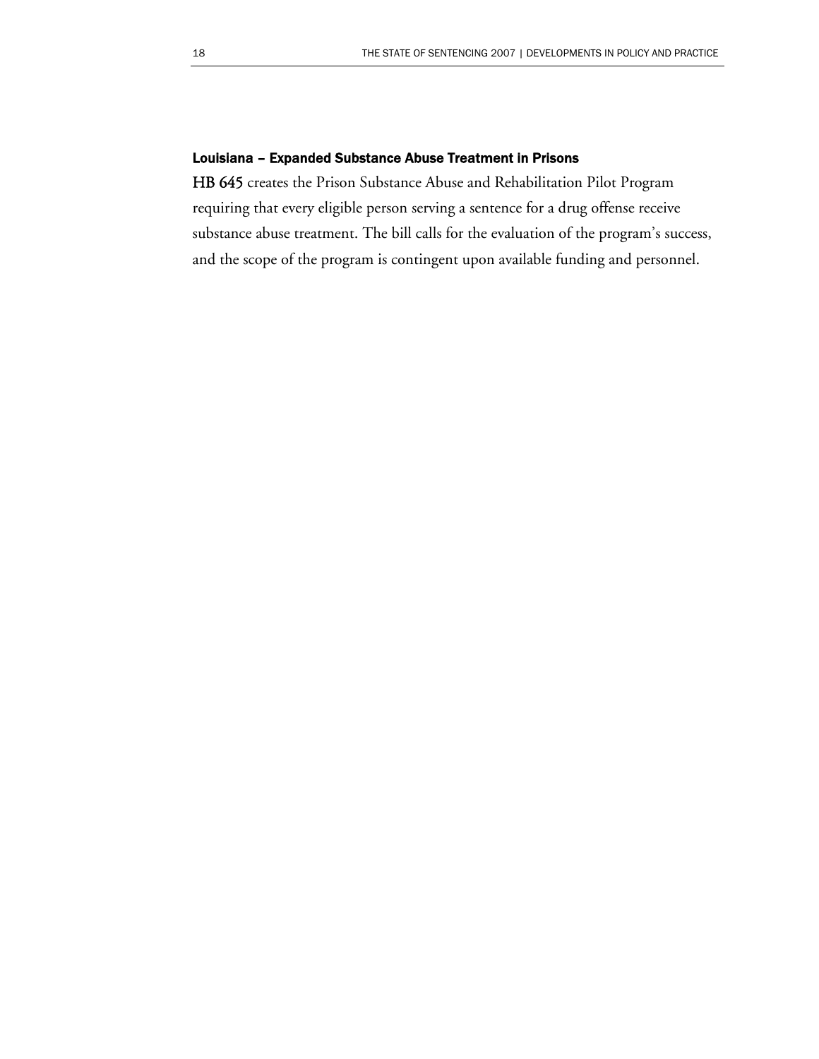### Louisiana – Expanded Substance Abuse Treatment in Prisons

**HB 645** creates the Prison Substance Abuse and Rehabilitation Pilot Program requiring that every eligible person serving a sentence for a drug offense receive substance abuse treatment. The bill calls for the evaluation of the program's success, and the scope of the program is contingent upon available funding and personnel.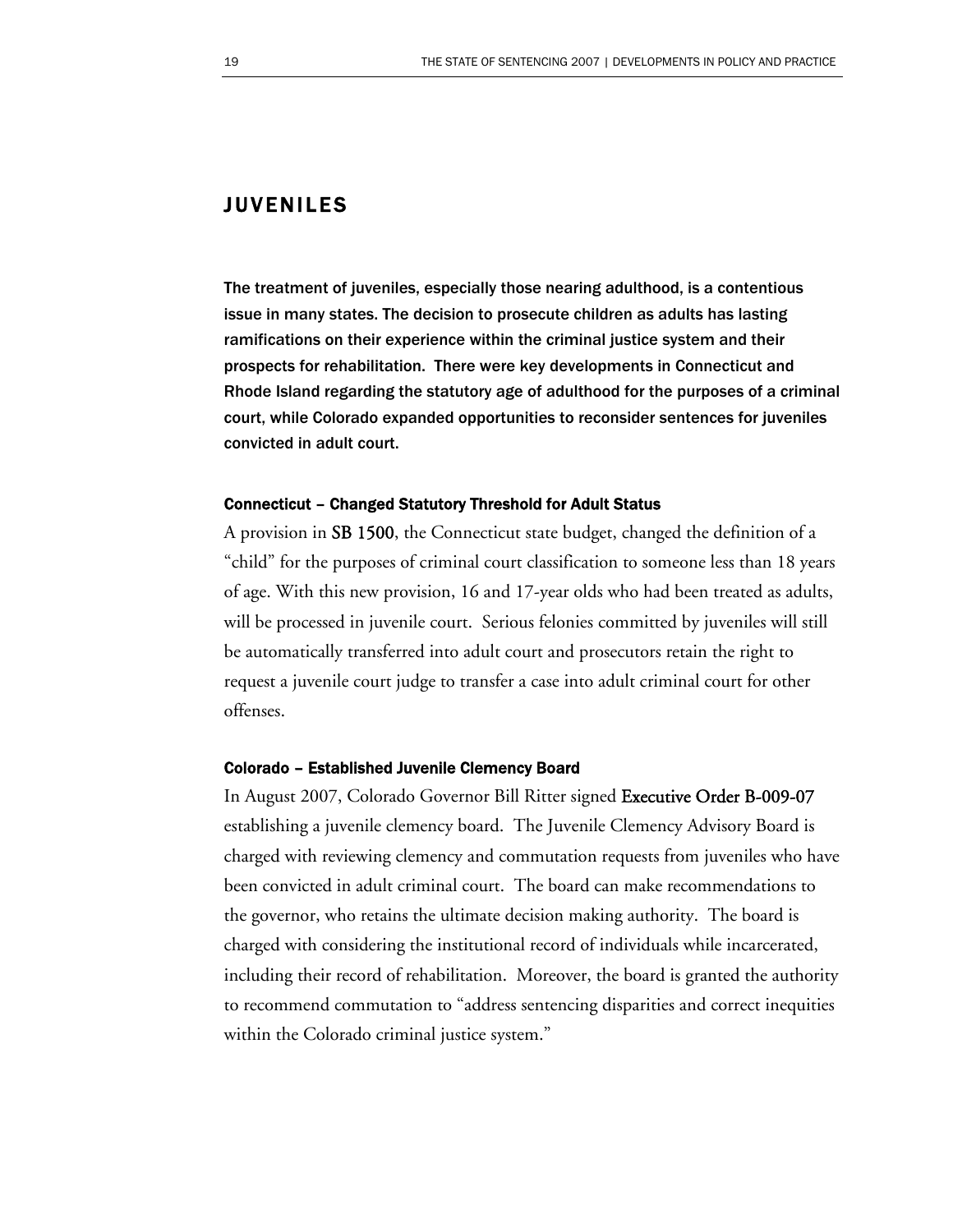## JUVENILES

**The treatment of juveniles, especially those nearing adulthood, is a contentious issue in many states. The decision to prosecute children as adults has lasting ramifications on their experience within the criminal justice system and their prospects for rehabilitation. There were key developments in Connecticut and Rhode Island regarding the statutory age of adulthood for the purposes of a criminal court, while Colorado expanded opportunities to reconsider sentences for juveniles convicted in adult court.**

### Connecticut – Changed Statutory Threshold for Adult Status

A provision in **SB 1500**, the Connecticut state budget, changed the definition of a "child" for the purposes of criminal court classification to someone less than 18 years of age. With this new provision, 16 and 17-year olds who had been treated as adults, will be processed in juvenile court. Serious felonies committed by juveniles will still be automatically transferred into adult court and prosecutors retain the right to request a juvenile court judge to transfer a case into adult criminal court for other offenses.

### Colorado – Established Juvenile Clemency Board

In August 2007, Colorado Governor Bill Ritter signed **Executive Order B-009-07** establishing a juvenile clemency board. The Juvenile Clemency Advisory Board is charged with reviewing clemency and commutation requests from juveniles who have been convicted in adult criminal court. The board can make recommendations to the governor, who retains the ultimate decision making authority. The board is charged with considering the institutional record of individuals while incarcerated, including their record of rehabilitation. Moreover, the board is granted the authority to recommend commutation to "address sentencing disparities and correct inequities within the Colorado criminal justice system."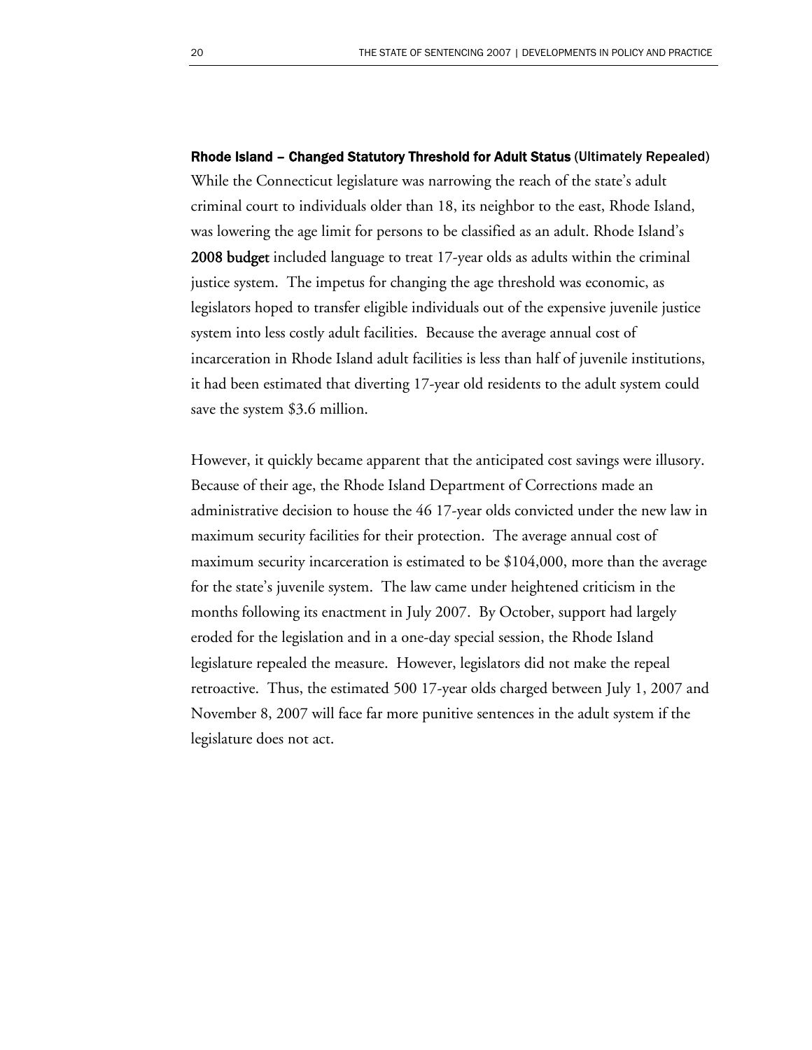### **Rhode Island – Changed Statutory Threshold for Adult Status** (Ultimately Repealed)

While the Connecticut legislature was narrowing the reach of the state's adult criminal court to individuals older than 18, its neighbor to the east, Rhode Island, was lowering the age limit for persons to be classified as an adult. Rhode Island's **2008 budget** included language to treat 17-year olds as adults within the criminal justice system. The impetus for changing the age threshold was economic, as legislators hoped to transfer eligible individuals out of the expensive juvenile justice system into less costly adult facilities. Because the average annual cost of incarceration in Rhode Island adult facilities is less than half of juvenile institutions, it had been estimated that diverting 17-year old residents to the adult system could save the system $3.6 million.

However, it quickly became apparent that the anticipated cost savings were illusory. Because of their age, the Rhode Island Department of Corrections made an administrative decision to house the 46 17-year olds convicted under the new law in maximum security facilities for their protection. The average annual cost of maximum security incarceration is estimated to be $104,000, more than the average for the state's juvenile system. The law came under heightened criticism in the months following its enactment in July 2007. By October, support had largely eroded for the legislation and in a one-day special session, the Rhode Island legislature repealed the measure. However, legislators did not make the repeal retroactive. Thus, the estimated 500 17-year olds charged between July 1, 2007 and November 8, 2007 will face far more punitive sentences in the adult system if the legislature does not act.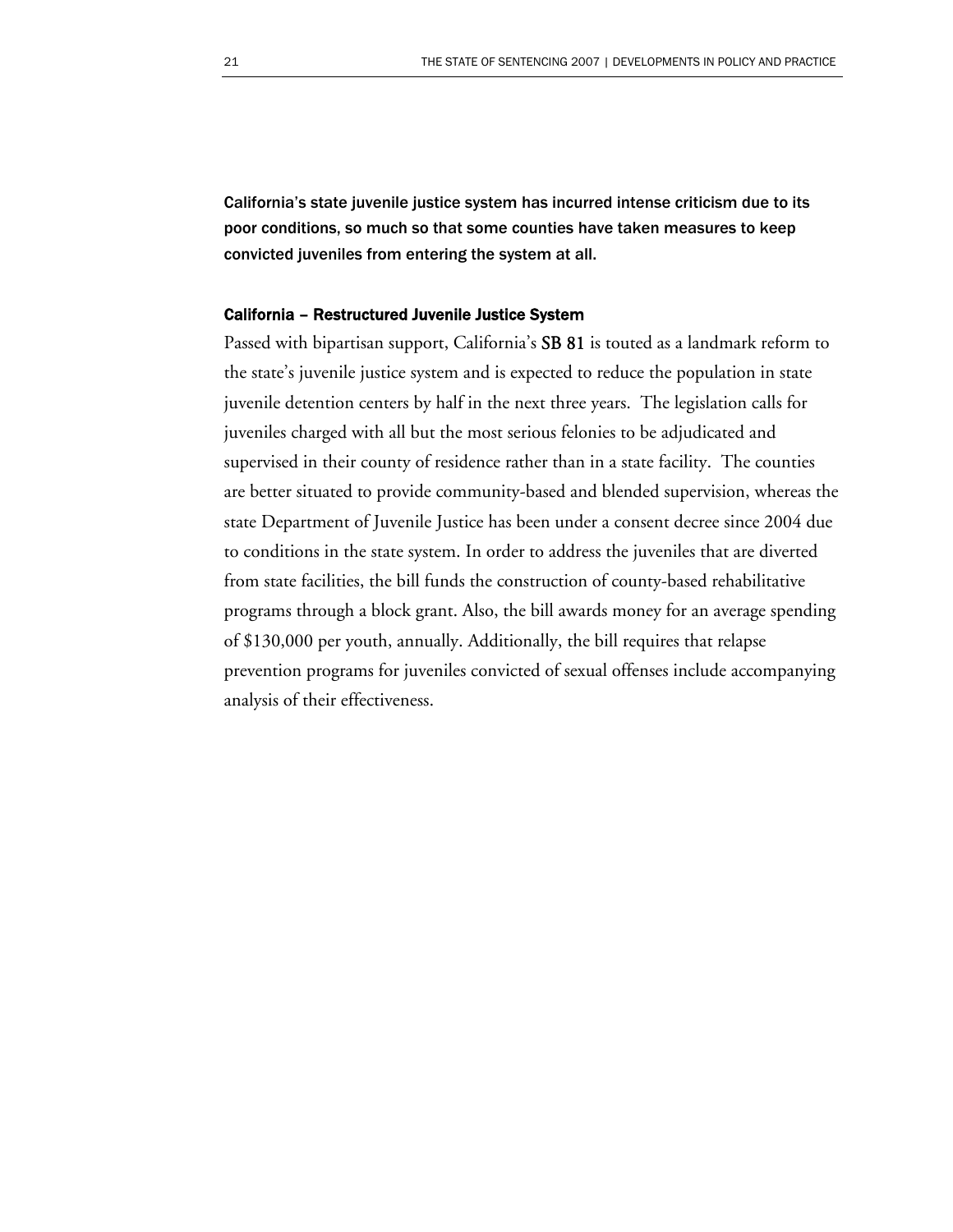**California's state juvenile justice system has incurred intense criticism due to its poor conditions, so much so that some counties have taken measures to keep convicted juveniles from entering the system at all.**

### California – Restructured Juvenile Justice System

Passed with bipartisan support, California's **SB 81** is touted as a landmark reform to the state's juvenile justice system and is expected to reduce the population in state juvenile detention centers by half in the next three years. The legislation calls for juveniles charged with all but the most serious felonies to be adjudicated and supervised in their county of residence rather than in a state facility. The counties are better situated to provide community-based and blended supervision, whereas the state Department of Juvenile Justice has been under a consent decree since 2004 due to conditions in the state system. In order to address the juveniles that are diverted from state facilities, the bill funds the construction of county-based rehabilitative programs through a block grant. Also, the bill awards money for an average spending of $130,000 per youth, annually. Additionally, the bill requires that relapse prevention programs for juveniles convicted of sexual offenses include accompanying analysis of their effectiveness.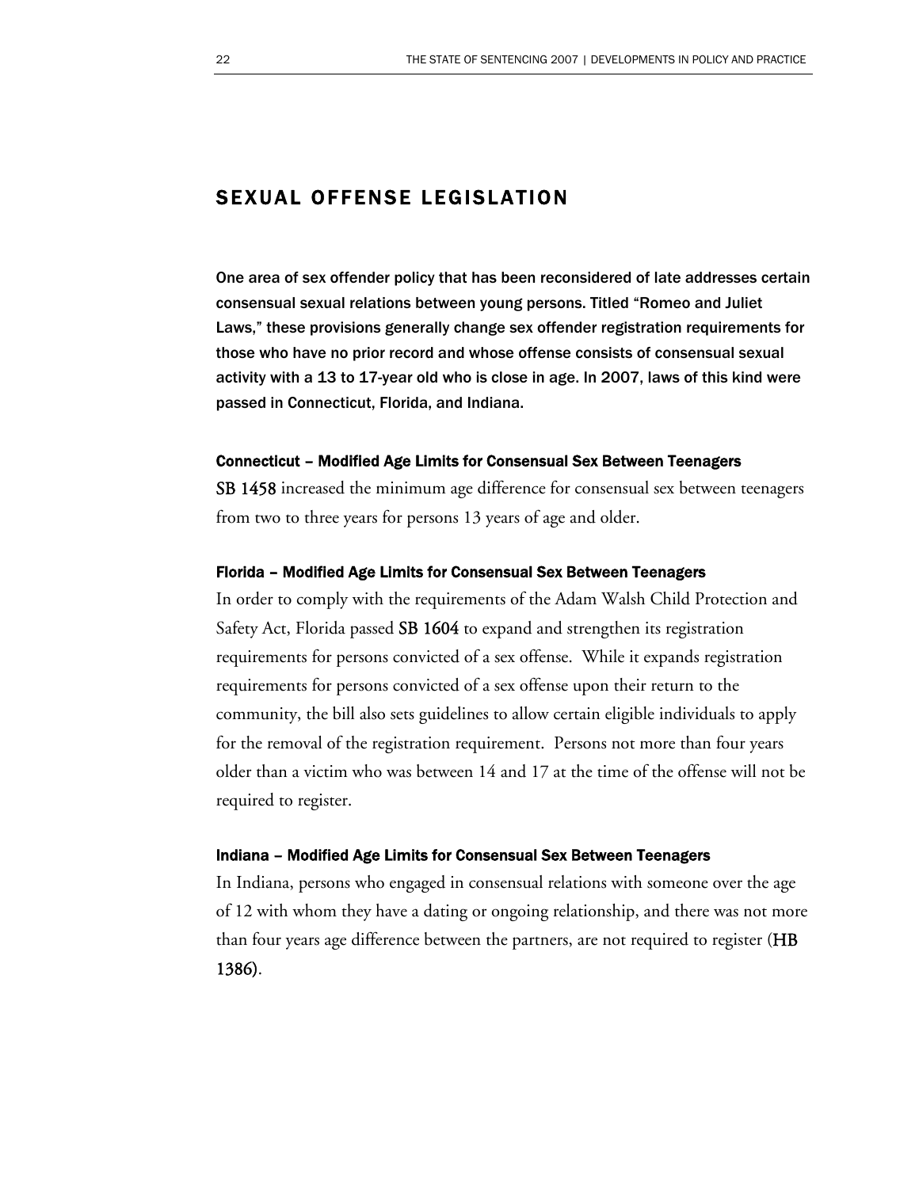## SEXUAL OFFENSE LEGISLATION

**One area of sex offender policy that has been reconsidered of late addresses certain consensual sexual relations between young persons. Titled "Romeo and Juliet Laws," these provisions generally change sex offender registration requirements for those who have no prior record and whose offense consists of consensual sexual activity with a 13 to 17-year old who is close in age. In 2007, laws of this kind were passed in Connecticut, Florida, and Indiana.**

### Connecticut – Modified Age Limits for Consensual Sex Between Teenagers

**SB 1458** increased the minimum age difference for consensual sex between teenagers from two to three years for persons 13 years of age and older.

### Florida – Modified Age Limits for Consensual Sex Between Teenagers

In order to comply with the requirements of the Adam Walsh Child Protection and Safety Act, Florida passed **SB 1604** to expand and strengthen its registration requirements for persons convicted of a sex offense. While it expands registration requirements for persons convicted of a sex offense upon their return to the community, the bill also sets guidelines to allow certain eligible individuals to apply for the removal of the registration requirement. Persons not more than four years older than a victim who was between 14 and 17 at the time of the offense will not be required to register.

### Indiana – Modified Age Limits for Consensual Sex Between Teenagers

In Indiana, persons who engaged in consensual relations with someone over the age of 12 with whom they have a dating or ongoing relationship, and there was not more than four years age difference between the partners, are not required to register (**HB 1386**).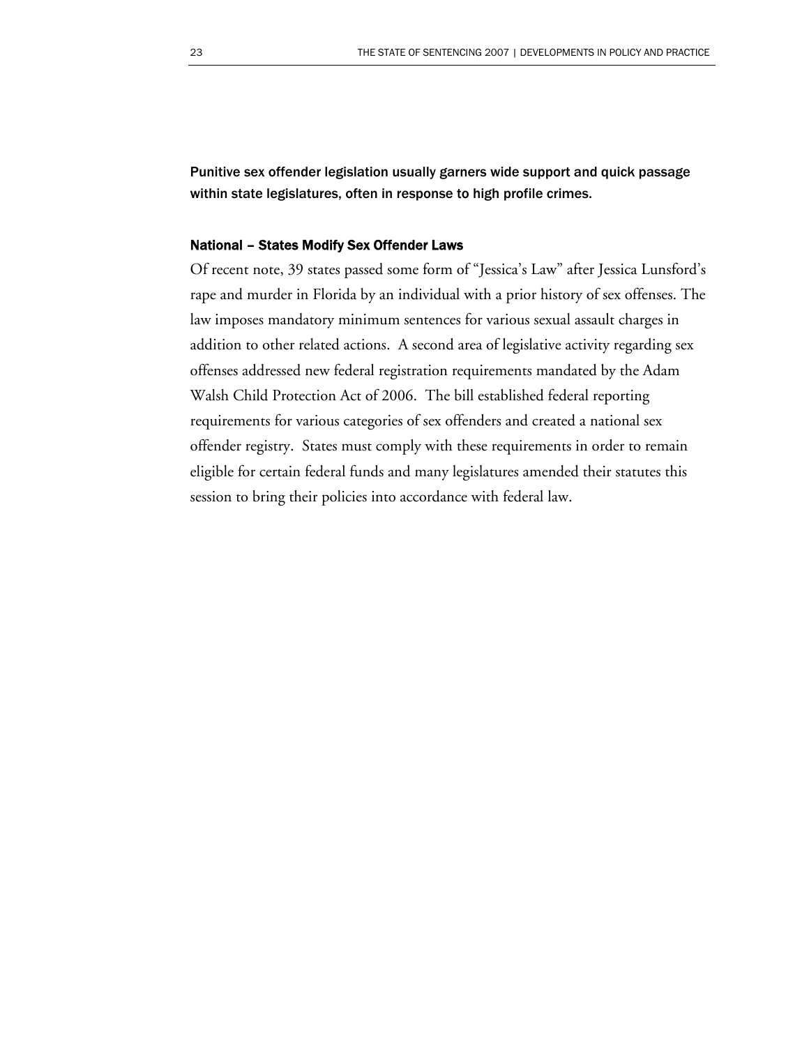**Punitive sex offender legislation usually garners wide support and quick passage within state legislatures, often in response to high profile crimes.**

### National – States Modify Sex Offender Laws

Of recent note, 39 states passed some form of "Jessica's Law" after Jessica Lunsford's rape and murder in Florida by an individual with a prior history of sex offenses. The law imposes mandatory minimum sentences for various sexual assault charges in addition to other related actions. A second area of legislative activity regarding sex offenses addressed new federal registration requirements mandated by the Adam Walsh Child Protection Act of 2006. The bill established federal reporting requirements for various categories of sex offenders and created a national sex offender registry. States must comply with these requirements in order to remain eligible for certain federal funds and many legislatures amended their statutes this session to bring their policies into accordance with federal law.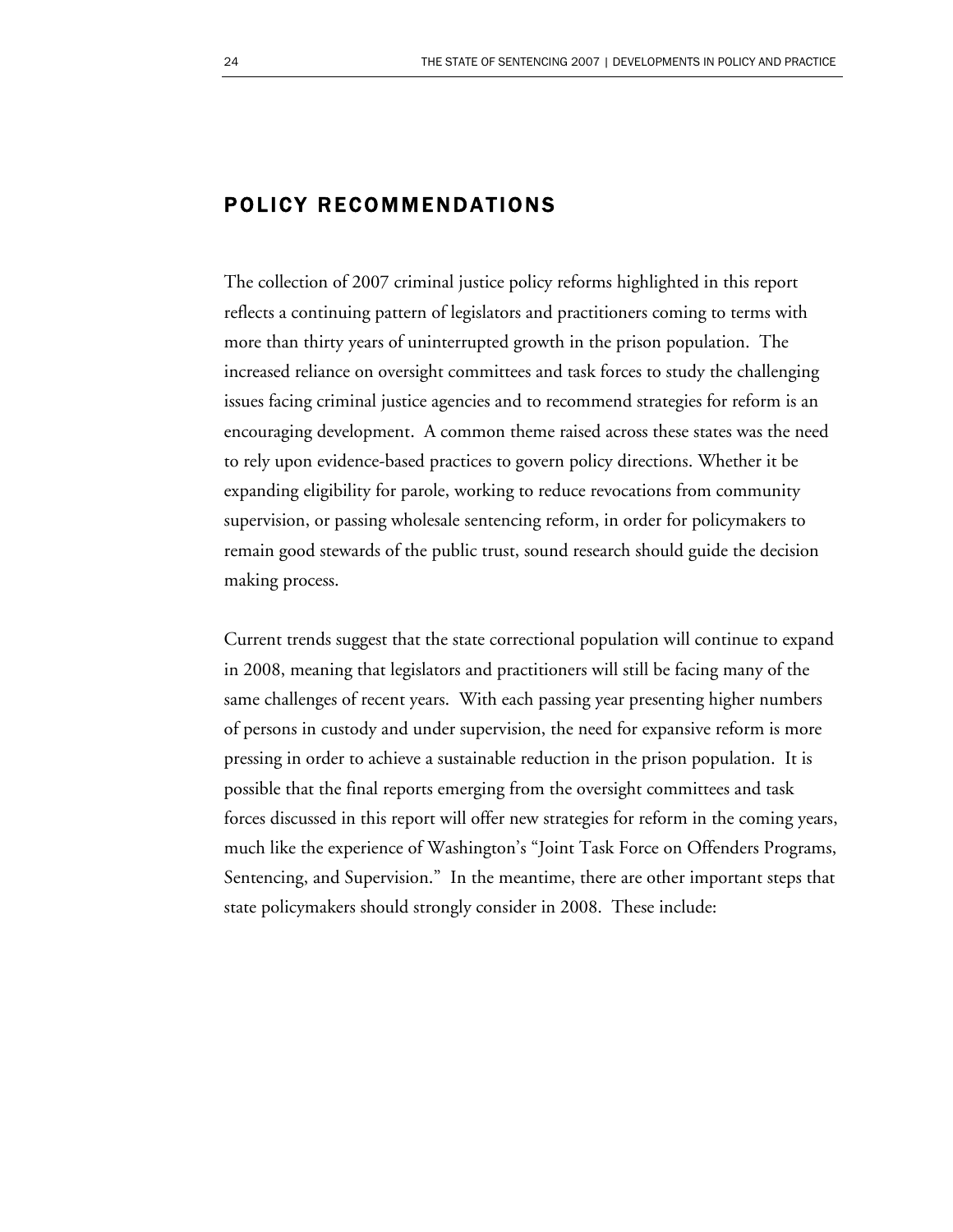## POLICY RECOMMENDATIONS

The collection of 2007 criminal justice policy reforms highlighted in this report reflects a continuing pattern of legislators and practitioners coming to terms with more than thirty years of uninterrupted growth in the prison population. The increased reliance on oversight committees and task forces to study the challenging issues facing criminal justice agencies and to recommend strategies for reform is an encouraging development. A common theme raised across these states was the need to rely upon evidence-based practices to govern policy directions. Whether it be expanding eligibility for parole, working to reduce revocations from community supervision, or passing wholesale sentencing reform, in order for policymakers to remain good stewards of the public trust, sound research should guide the decision making process.

Current trends suggest that the state correctional population will continue to expand in 2008, meaning that legislators and practitioners will still be facing many of the same challenges of recent years. With each passing year presenting higher numbers of persons in custody and under supervision, the need for expansive reform is more pressing in order to achieve a sustainable reduction in the prison population. It is possible that the final reports emerging from the oversight committees and task forces discussed in this report will offer new strategies for reform in the coming years, much like the experience of Washington's "Joint Task Force on Offenders Programs, Sentencing, and Supervision." In the meantime, there are other important steps that state policymakers should strongly consider in 2008. These include: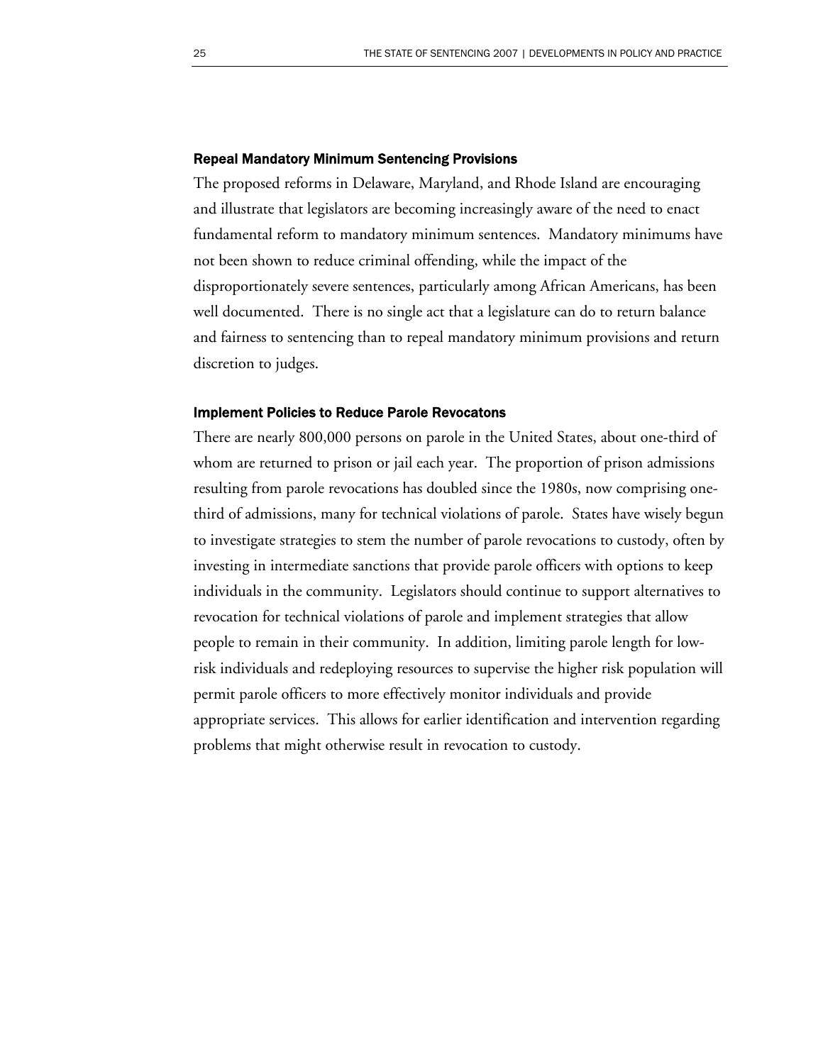### Repeal Mandatory Minimum Sentencing Provisions

The proposed reforms in Delaware, Maryland, and Rhode Island are encouraging and illustrate that legislators are becoming increasingly aware of the need to enact fundamental reform to mandatory minimum sentences. Mandatory minimums have not been shown to reduce criminal offending, while the impact of the disproportionately severe sentences, particularly among African Americans, has been well documented. There is no single act that a legislature can do to return balance and fairness to sentencing than to repeal mandatory minimum provisions and return discretion to judges.

### Implement Policies to Reduce Parole Revocatons

There are nearly 800,000 persons on parole in the United States, about one-third of whom are returned to prison or jail each year. The proportion of prison admissions resulting from parole revocations has doubled since the 1980s, now comprising one-third of admissions, many for technical violations of parole. States have wisely begun to investigate strategies to stem the number of parole revocations to custody, often by investing in intermediate sanctions that provide parole officers with options to keep individuals in the community. Legislators should continue to support alternatives to revocation for technical violations of parole and implement strategies that allow people to remain in their community. In addition, limiting parole length for low-risk individuals and redeploying resources to supervise the higher risk population will permit parole officers to more effectively monitor individuals and provide appropriate services. This allows for earlier identification and intervention regarding problems that might otherwise result in revocation to custody.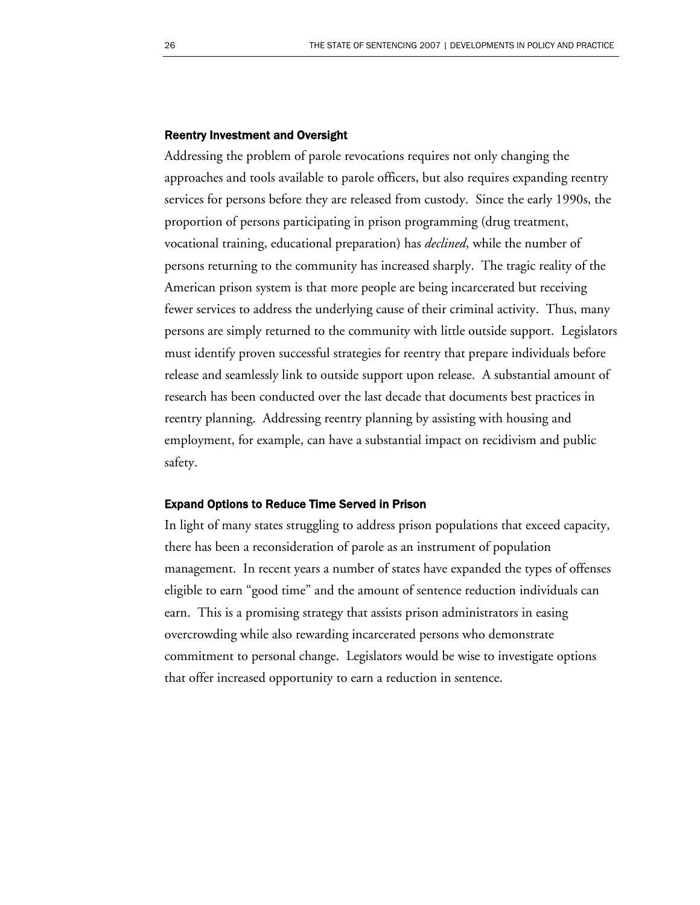### Reentry Investment and Oversight

Addressing the problem of parole revocations requires not only changing the approaches and tools available to parole officers, but also requires expanding reentry services for persons before they are released from custody. Since the early 1990s, the proportion of persons participating in prison programming (drug treatment, vocational training, educational preparation) has *declined*, while the number of persons returning to the community has increased sharply. The tragic reality of the American prison system is that more people are being incarcerated but receiving fewer services to address the underlying cause of their criminal activity. Thus, many persons are simply returned to the community with little outside support. Legislators must identify proven successful strategies for reentry that prepare individuals before release and seamlessly link to outside support upon release. A substantial amount of research has been conducted over the last decade that documents best practices in reentry planning. Addressing reentry planning by assisting with housing and employment, for example, can have a substantial impact on recidivism and public safety.

### Expand Options to Reduce Time Served in Prison

In light of many states struggling to address prison populations that exceed capacity, there has been a reconsideration of parole as an instrument of population management. In recent years a number of states have expanded the types of offenses eligible to earn "good time" and the amount of sentence reduction individuals can earn. This is a promising strategy that assists prison administrators in easing overcrowding while also rewarding incarcerated persons who demonstrate commitment to personal change. Legislators would be wise to investigate options that offer increased opportunity to earn a reduction in sentence.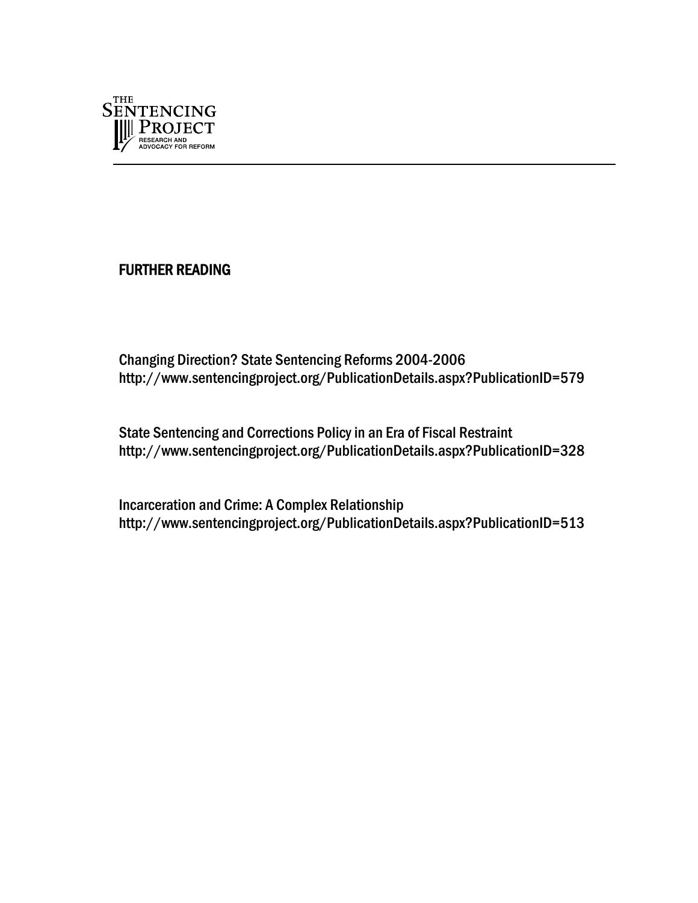## FURTHER READING

Changing Direction? State Sentencing Reforms 2004-2006
http://www.sentencingproject.org/PublicationDetails.aspx?PublicationID=579

State Sentencing and Corrections Policy in an Era of Fiscal Restraint
http://www.sentencingproject.org/PublicationDetails.aspx?PublicationID=328

Incarceration and Crime: A Complex Relationship
http://www.sentencingproject.org/PublicationDetails.aspx?PublicationID=513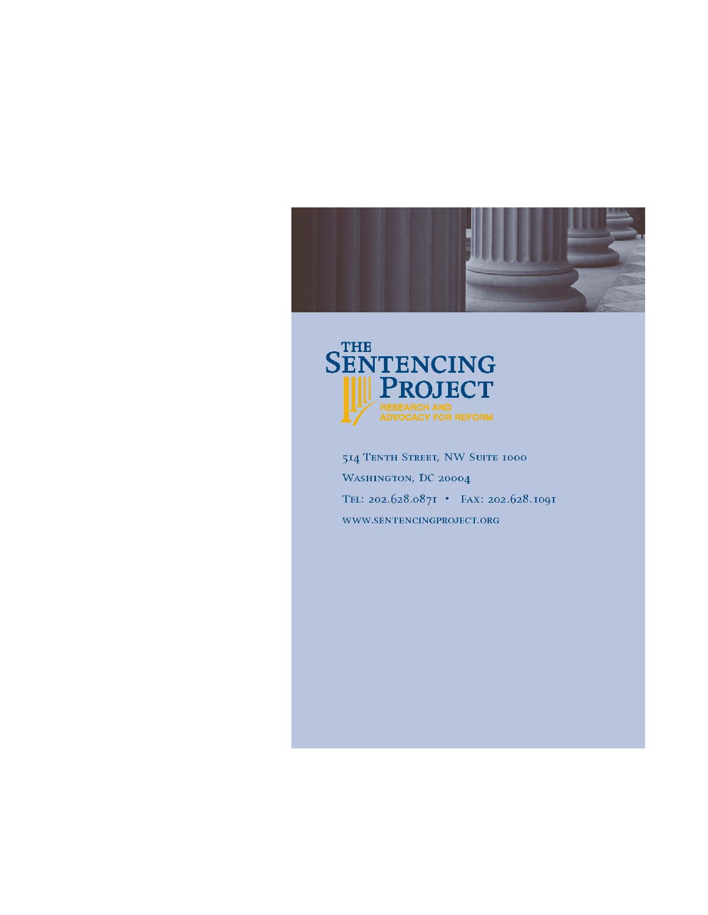THE
SENTENCING
PROJECT
RESEARCH AND
ADVOCACY FOR REFORM

514 Tenth Street, NW Suite 1000

Washington, DC 20004

Tel: 202.628.0871 • Fax: 202.628.1091

www.sentencingproject.org